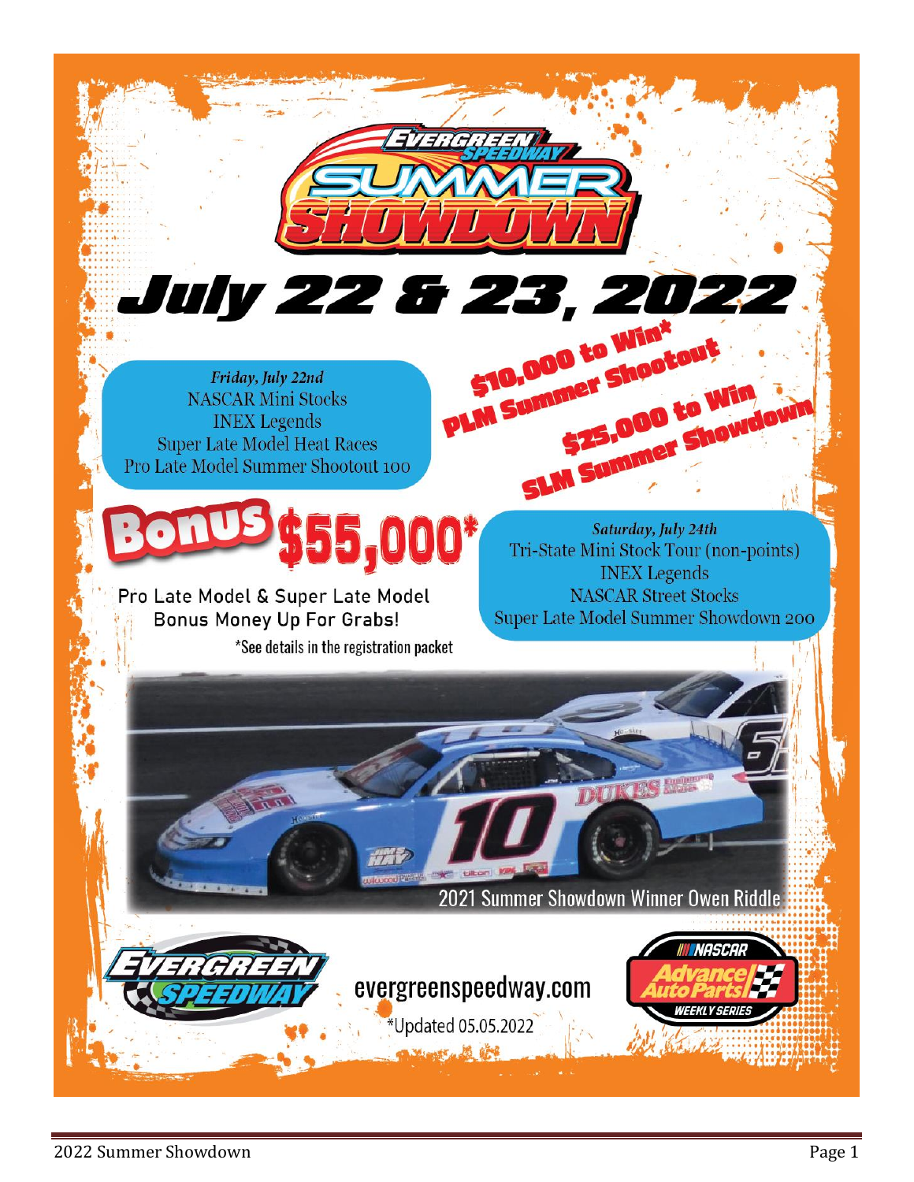# Evergreen Speedway Summer Showdown

## July 22 & 23, 2022

**$10,000 to Win* PLM Summer Shootout**

**$25,000 to Win SLM Summer Showdown**

*Friday, July 22nd*
NASCAR Mini Stocks
INEX Legends
Super Late Model Heat Races
Pro Late Model Summer Shootout 100

**Bonus $55,000***

Pro Late Model & Super Late Model Bonus Money Up For Grabs!

*See details in the registration packet

*Saturday, July 24th*
Tri-State Mini Stock Tour (non-points)
INEX Legends
NASCAR Street Stocks
Super Late Model Summer Showdown 200

2021 Summer Showdown Winner Owen Riddle

evergreenspeedway.com

*Updated 05.05.2022

NASCAR Advance Auto Parts Weekly Series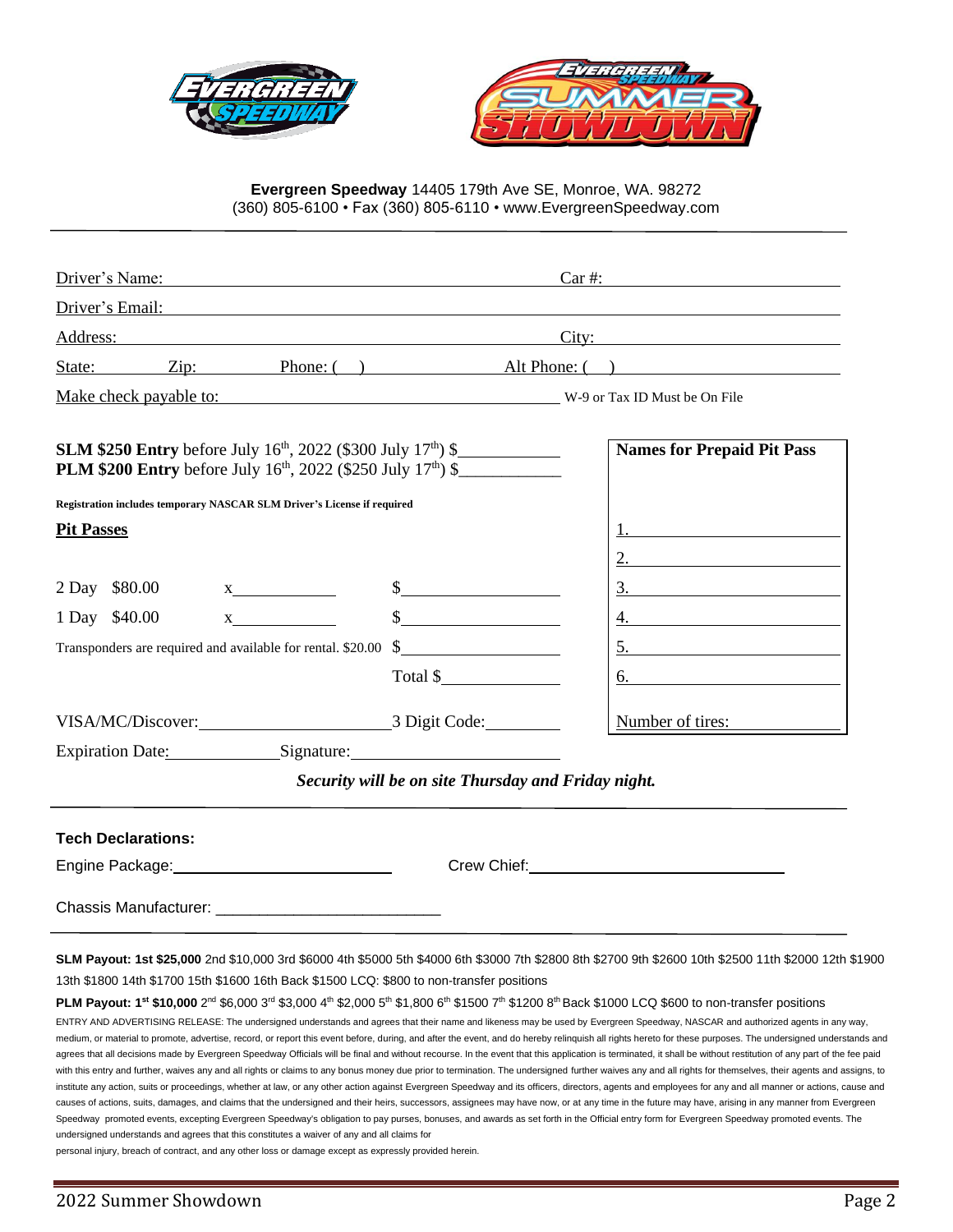**Evergreen Speedway** 14405 179th Ave SE, Monroe, WA. 98272
(360) 805-6100 • Fax (360) 805-6110 • www.EvergreenSpeedway.com

---

Driver's Name: ______________________________ Car #: ______________

Driver's Email: ______________________________________________

Address: ______________________________ City: ______________

State: ______ Zip: ______ Phone: ( ) ______________ Alt Phone: ( ) ______________

Make check payable to: ______________________________ W-9 or Tax ID Must be On File

**SLM $250 Entry** before July 16th, 2022 ($300 July 17th) $____________
**PLM $200 Entry** before July 16th, 2022 ($250 July 17th) $____________

**Registration includes temporary NASCAR SLM Driver's License if required**

**Pit Passes**

| | | | |
|---|---|---|---|
| 2 Day | $80.00 | x__________ | $____________ |
| 1 Day | $40.00 | x__________ | $____________ |

Transponders are required and available for rental. $20.00 $____________

Total $____________

VISA/MC/Discover: ____________________ 3 Digit Code: ________

Expiration Date: ____________ Signature: ____________________

**Names for Prepaid Pit Pass**

1. ______________
2. ______________
3. ______________
4. ______________
5. ______________
6. ______________

Number of tires: ________

***Security will be on site Thursday and Friday night.***

---

**Tech Declarations:**

Engine Package: ____________________ Crew Chief: ____________________

Chassis Manufacturer: ____________________

---

**SLM Payout: 1st $25,000** 2nd $10,000 3rd $6000 4th $5000 5th $4000 6th $3000 7th $2800 8th $2700 9th $2600 10th $2500 11th $2000 12th $1900 13th $1800 14th $1700 15th $1600 16th Back $1500 LCQ: $800 to non-transfer positions

**PLM Payout: 1st $10,000** 2nd $6,000 3rd $3,000 4th $2,000 5th $1,800 6th $1500 7th $1200 8th Back $1000 LCQ $600 to non-transfer positions

ENTRY AND ADVERTISING RELEASE: The undersigned understands and agrees that their name and likeness may be used by Evergreen Speedway, NASCAR and authorized agents in any way, medium, or material to promote, advertise, record, or report this event before, during, and after the event, and do hereby relinquish all rights hereto for these purposes. The undersigned understands and agrees that all decisions made by Evergreen Speedway Officials will be final and without recourse. In the event that this application is terminated, it shall be without restitution of any part of the fee paid with this entry and further, waives any and all rights or claims to any bonus money due prior to termination. The undersigned further waives any and all rights for themselves, their agents and assigns, to institute any action, suits or proceedings, whether at law, or any other action against Evergreen Speedway and its officers, directors, agents and employees for any and all manner or actions, cause and causes of actions, suits, damages, and claims that the undersigned and their heirs, successors, assignees may have now, or at any time in the future may have, arising in any manner from Evergreen Speedway promoted events, excepting Evergreen Speedway's obligation to pay purses, bonuses, and awards as set forth in the Official entry form for Evergreen Speedway promoted events. The undersigned understands and agrees that this constitutes a waiver of any and all claims for personal injury, breach of contract, and any other loss or damage except as expressly provided herein.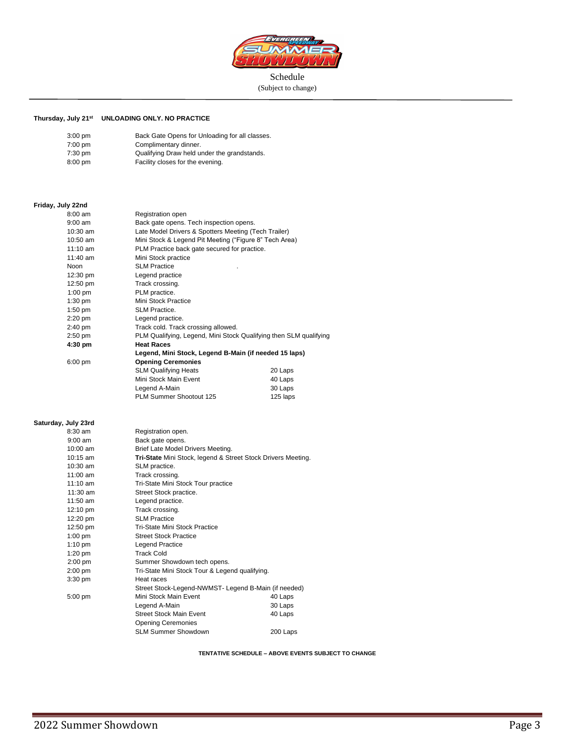Schedule

(Subject to change)

**Thursday, July 21st UNLOADING ONLY. NO PRACTICE**

| | | |
|---|---|---|
| 3:00 pm | Back Gate Opens for Unloading for all classes. | |
| 7:00 pm | Complimentary dinner. | |
| 7:30 pm | Qualifying Draw held under the grandstands. | |
| 8:00 pm | Facility closes for the evening. | |

**Friday, July 22nd**

| | | |
|---|---|---|
| 8:00 am | Registration open | |
| 9:00 am | Back gate opens. Tech inspection opens. | |
| 10:30 am | Late Model Drivers & Spotters Meeting (Tech Trailer) | |
| 10:50 am | Mini Stock & Legend Pit Meeting ("Figure 8" Tech Area) | |
| 11:10 am | PLM Practice back gate secured for practice. | |
| 11:40 am | Mini Stock practice | |
| Noon | SLM Practice | |
| 12:30 pm | Legend practice | |
| 12:50 pm | Track crossing. | |
| 1:00 pm | PLM practice. | |
| 1:30 pm | Mini Stock Practice | |
| 1:50 pm | SLM Practice. | |
| 2:20 pm | Legend practice. | |
| 2:40 pm | Track cold. Track crossing allowed. | |
| 2:50 pm | PLM Qualifying, Legend, Mini Stock Qualifying then SLM qualifying | |
| **4:30 pm** | **Heat Races** | |
| | **Legend, Mini Stock, Legend B-Main (if needed 15 laps)** | |
| 6:00 pm | **Opening Ceremonies** | |
| | SLM Qualifying Heats | 20 Laps |
| | Mini Stock Main Event | 40 Laps |
| | Legend A-Main | 30 Laps |
| | PLM Summer Shootout 125 | 125 laps |

**Saturday, July 23rd**

| | | |
|---|---|---|
| 8:30 am | Registration open. | |
| 9:00 am | Back gate opens. | |
| 10:00 am | Brief Late Model Drivers Meeting. | |
| 10:15 am | **Tri-State** Mini Stock, legend & Street Stock Drivers Meeting. | |
| 10:30 am | SLM practice. | |
| 11:00 am | Track crossing. | |
| 11:10 am | Tri-State Mini Stock Tour practice | |
| 11:30 am | Street Stock practice. | |
| 11:50 am | Legend practice. | |
| 12:10 pm | Track crossing. | |
| 12:20 pm | SLM Practice | |
| 12:50 pm | Tri-State Mini Stock Practice | |
| 1:00 pm | Street Stock Practice | |
| 1:10 pm | Legend Practice | |
| 1:20 pm | Track Cold | |
| 2:00 pm | Summer Showdown tech opens. | |
| 2:00 pm | Tri-State Mini Stock Tour & Legend qualifying. | |
| 3:30 pm | Heat races | |
| | Street Stock-Legend-NWMST- Legend B-Main (if needed) | |
| 5:00 pm | Mini Stock Main Event | 40 Laps |
| | Legend A-Main | 30 Laps |
| | Street Stock Main Event | 40 Laps |
| | Opening Ceremonies | |
| | SLM Summer Showdown | 200 Laps |

**TENTATIVE SCHEDULE – ABOVE EVENTS SUBJECT TO CHANGE**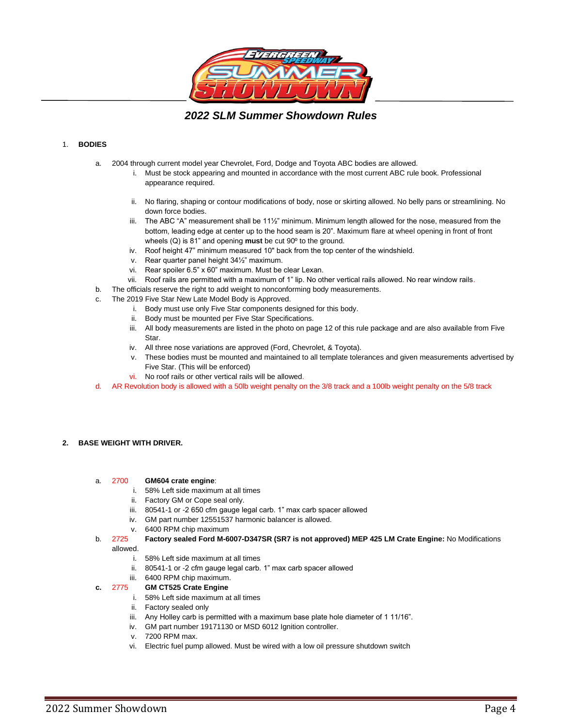## *2022 SLM Summer Showdown Rules*

1. **BODIES**

   a. 2004 through current model year Chevrolet, Ford, Dodge and Toyota ABC bodies are allowed.
      i. Must be stock appearing and mounted in accordance with the most current ABC rule book. Professional appearance required.
      ii. No flaring, shaping or contour modifications of body, nose or skirting allowed. No belly pans or streamlining. No down force bodies.
      iii. The ABC "A" measurement shall be 11½" minimum. Minimum length allowed for the nose, measured from the bottom, leading edge at center up to the hood seam is 20". Maximum flare at wheel opening in front of front wheels (Q) is 81" and opening **must** be cut 90º to the ground.
      iv. Roof height 47" minimum measured 10" back from the top center of the windshield.
      v. Rear quarter panel height 34½" maximum.
      vi. Rear spoiler 6.5" x 60" maximum. Must be clear Lexan.
      vii. Roof rails are permitted with a maximum of 1" lip. No other vertical rails allowed. No rear window rails.

   b. The officials reserve the right to add weight to nonconforming body measurements.

   c. The 2019 Five Star New Late Model Body is Approved.
      i. Body must use only Five Star components designed for this body.
      ii. Body must be mounted per Five Star Specifications.
      iii. All body measurements are listed in the photo on page 12 of this rule package and are also available from Five Star.
      iv. All three nose variations are approved (Ford, Chevrolet, & Toyota).
      v. These bodies must be mounted and maintained to all template tolerances and given measurements advertised by Five Star. (This will be enforced)
      vi. No roof rails or other vertical rails will be allowed.

   d. AR Revolution body is allowed with a 50lb weight penalty on the 3/8 track and a 100lb weight penalty on the 5/8 track

2. **BASE WEIGHT WITH DRIVER.**

   a. 2700 **GM604 crate engine**:
      i. 58% Left side maximum at all times
      ii. Factory GM or Cope seal only.
      iii. 80541-1 or -2 650 cfm gauge legal carb. 1" max carb spacer allowed
      iv. GM part number 12551537 harmonic balancer is allowed.
      v. 6400 RPM chip maximum

   b. 2725 **Factory sealed Ford M-6007-D347SR (SR7 is not approved) MEP 425 LM Crate Engine:** No Modifications allowed.
      i. 58% Left side maximum at all times
      ii. 80541-1 or -2 cfm gauge legal carb. 1" max carb spacer allowed
      iii. 6400 RPM chip maximum.

   **c.** 2775 **GM CT525 Crate Engine**
      i. 58% Left side maximum at all times
      ii. Factory sealed only
      iii. Any Holley carb is permitted with a maximum base plate hole diameter of 1 11/16".
      iv. GM part number 19171130 or MSD 6012 Ignition controller.
      v. 7200 RPM max.
      vi. Electric fuel pump allowed. Must be wired with a low oil pressure shutdown switch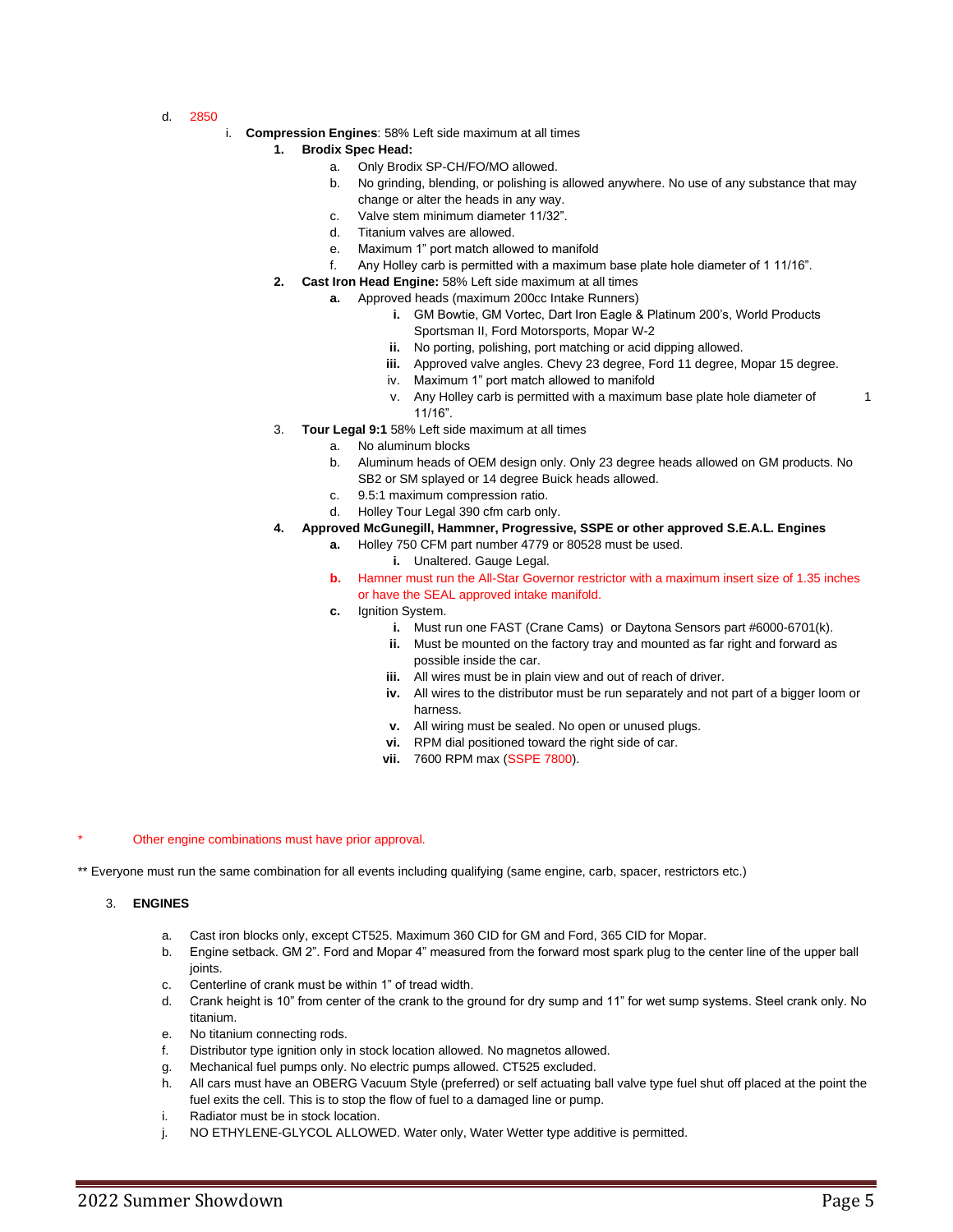d. 2850

i. **Compression Engines**: 58% Left side maximum at all times

1. **Brodix Spec Head:**
   a. Only Brodix SP-CH/FO/MO allowed.
   b. No grinding, blending, or polishing is allowed anywhere. No use of any substance that may change or alter the heads in any way.
   c. Valve stem minimum diameter 11/32”.
   d. Titanium valves are allowed.
   e. Maximum 1” port match allowed to manifold
   f. Any Holley carb is permitted with a maximum base plate hole diameter of 1 11/16”.
2. **Cast Iron Head Engine:** 58% Left side maximum at all times
   **a.** Approved heads (maximum 200cc Intake Runners)
      **i.** GM Bowtie, GM Vortec, Dart Iron Eagle & Platinum 200’s, World Products Sportsman II, Ford Motorsports, Mopar W-2
      **ii.** No porting, polishing, port matching or acid dipping allowed.
      **iii.** Approved valve angles. Chevy 23 degree, Ford 11 degree, Mopar 15 degree.
      iv. Maximum 1” port match allowed to manifold
      v. Any Holley carb is permitted with a maximum base plate hole diameter of 1 11/16”.
3. **Tour Legal 9:1** 58% Left side maximum at all times
   a. No aluminum blocks
   b. Aluminum heads of OEM design only. Only 23 degree heads allowed on GM products. No SB2 or SM splayed or 14 degree Buick heads allowed.
   c. 9.5:1 maximum compression ratio.
   d. Holley Tour Legal 390 cfm carb only.
4. **Approved McGunegill, Hammner, Progressive, SSPE or other approved S.E.A.L. Engines**
   **a.** Holley 750 CFM part number 4779 or 80528 must be used.
      **i.** Unaltered. Gauge Legal.
   **b.** Hamner must run the All-Star Governor restrictor with a maximum insert size of 1.35 inches or have the SEAL approved intake manifold.
   **c.** Ignition System.
      **i.** Must run one FAST (Crane Cams) or Daytona Sensors part #6000-6701(k).
      **ii.** Must be mounted on the factory tray and mounted as far right and forward as possible inside the car.
      **iii.** All wires must be in plain view and out of reach of driver.
      **iv.** All wires to the distributor must be run separately and not part of a bigger loom or harness.
      **v.** All wiring must be sealed. No open or unused plugs.
      **vi.** RPM dial positioned toward the right side of car.
      **vii.** 7600 RPM max (SSPE 7800).

\* Other engine combinations must have prior approval.

** Everyone must run the same combination for all events including qualifying (same engine, carb, spacer, restrictors etc.)

3. **ENGINES**

a. Cast iron blocks only, except CT525. Maximum 360 CID for GM and Ford, 365 CID for Mopar.
b. Engine setback. GM 2”. Ford and Mopar 4” measured from the forward most spark plug to the center line of the upper ball joints.
c. Centerline of crank must be within 1” of tread width.
d. Crank height is 10” from center of the crank to the ground for dry sump and 11” for wet sump systems. Steel crank only. No titanium.
e. No titanium connecting rods.
f. Distributor type ignition only in stock location allowed. No magnetos allowed.
g. Mechanical fuel pumps only. No electric pumps allowed. CT525 excluded.
h. All cars must have an OBERG Vacuum Style (preferred) or self actuating ball valve type fuel shut off placed at the point the fuel exits the cell. This is to stop the flow of fuel to a damaged line or pump.
i. Radiator must be in stock location.
j. NO ETHYLENE-GLYCOL ALLOWED. Water only, Water Wetter type additive is permitted.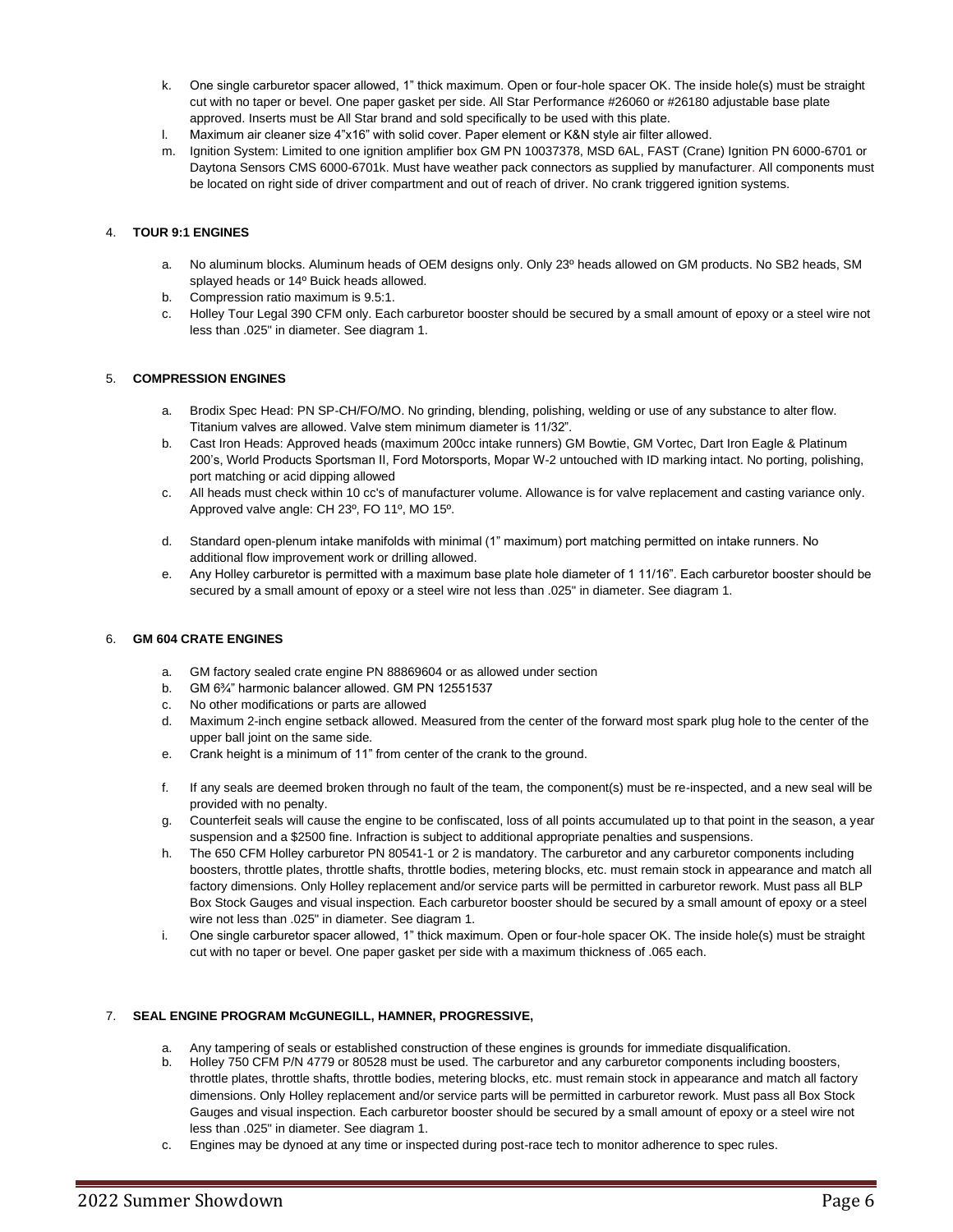k. One single carburetor spacer allowed, 1" thick maximum. Open or four-hole spacer OK. The inside hole(s) must be straight cut with no taper or bevel. One paper gasket per side. All Star Performance #26060 or #26180 adjustable base plate approved. Inserts must be All Star brand and sold specifically to be used with this plate.

l. Maximum air cleaner size 4"x16" with solid cover. Paper element or K&N style air filter allowed.

m. Ignition System: Limited to one ignition amplifier box GM PN 10037378, MSD 6AL, FAST (Crane) Ignition PN 6000-6701 or Daytona Sensors CMS 6000-6701k. Must have weather pack connectors as supplied by manufacturer. All components must be located on right side of driver compartment and out of reach of driver. No crank triggered ignition systems.

4. **TOUR 9:1 ENGINES**

a. No aluminum blocks. Aluminum heads of OEM designs only. Only 23º heads allowed on GM products. No SB2 heads, SM splayed heads or 14º Buick heads allowed.

b. Compression ratio maximum is 9.5:1.

c. Holley Tour Legal 390 CFM only. Each carburetor booster should be secured by a small amount of epoxy or a steel wire not less than .025" in diameter. See diagram 1.

5. **COMPRESSION ENGINES**

a. Brodix Spec Head: PN SP-CH/FO/MO. No grinding, blending, polishing, welding or use of any substance to alter flow. Titanium valves are allowed. Valve stem minimum diameter is 11/32".

b. Cast Iron Heads: Approved heads (maximum 200cc intake runners) GM Bowtie, GM Vortec, Dart Iron Eagle & Platinum 200's, World Products Sportsman II, Ford Motorsports, Mopar W-2 untouched with ID marking intact. No porting, polishing, port matching or acid dipping allowed

c. All heads must check within 10 cc's of manufacturer volume. Allowance is for valve replacement and casting variance only. Approved valve angle: CH 23º, FO 11º, MO 15º.

d. Standard open-plenum intake manifolds with minimal (1" maximum) port matching permitted on intake runners. No additional flow improvement work or drilling allowed.

e. Any Holley carburetor is permitted with a maximum base plate hole diameter of 1 11/16". Each carburetor booster should be secured by a small amount of epoxy or a steel wire not less than .025" in diameter. See diagram 1.

6. **GM 604 CRATE ENGINES**

a. GM factory sealed crate engine PN 88869604 or as allowed under section

b. GM 6¾" harmonic balancer allowed. GM PN 12551537

c. No other modifications or parts are allowed

d. Maximum 2-inch engine setback allowed. Measured from the center of the forward most spark plug hole to the center of the upper ball joint on the same side.

e. Crank height is a minimum of 11" from center of the crank to the ground.

f. If any seals are deemed broken through no fault of the team, the component(s) must be re-inspected, and a new seal will be provided with no penalty.

g. Counterfeit seals will cause the engine to be confiscated, loss of all points accumulated up to that point in the season, a year suspension and a $2500 fine. Infraction is subject to additional appropriate penalties and suspensions.

h. The 650 CFM Holley carburetor PN 80541-1 or 2 is mandatory. The carburetor and any carburetor components including boosters, throttle plates, throttle shafts, throttle bodies, metering blocks, etc. must remain stock in appearance and match all factory dimensions. Only Holley replacement and/or service parts will be permitted in carburetor rework. Must pass all BLP Box Stock Gauges and visual inspection. Each carburetor booster should be secured by a small amount of epoxy or a steel wire not less than .025" in diameter. See diagram 1.

i. One single carburetor spacer allowed, 1" thick maximum. Open or four-hole spacer OK. The inside hole(s) must be straight cut with no taper or bevel. One paper gasket per side with a maximum thickness of .065 each.

7. **SEAL ENGINE PROGRAM McGUNEGILL, HAMNER, PROGRESSIVE,**

a. Any tampering of seals or established construction of these engines is grounds for immediate disqualification.

b. Holley 750 CFM P/N 4779 or 80528 must be used. The carburetor and any carburetor components including boosters, throttle plates, throttle shafts, throttle bodies, metering blocks, etc. must remain stock in appearance and match all factory dimensions. Only Holley replacement and/or service parts will be permitted in carburetor rework. Must pass all Box Stock Gauges and visual inspection. Each carburetor booster should be secured by a small amount of epoxy or a steel wire not less than .025" in diameter. See diagram 1.

c. Engines may be dynoed at any time or inspected during post-race tech to monitor adherence to spec rules.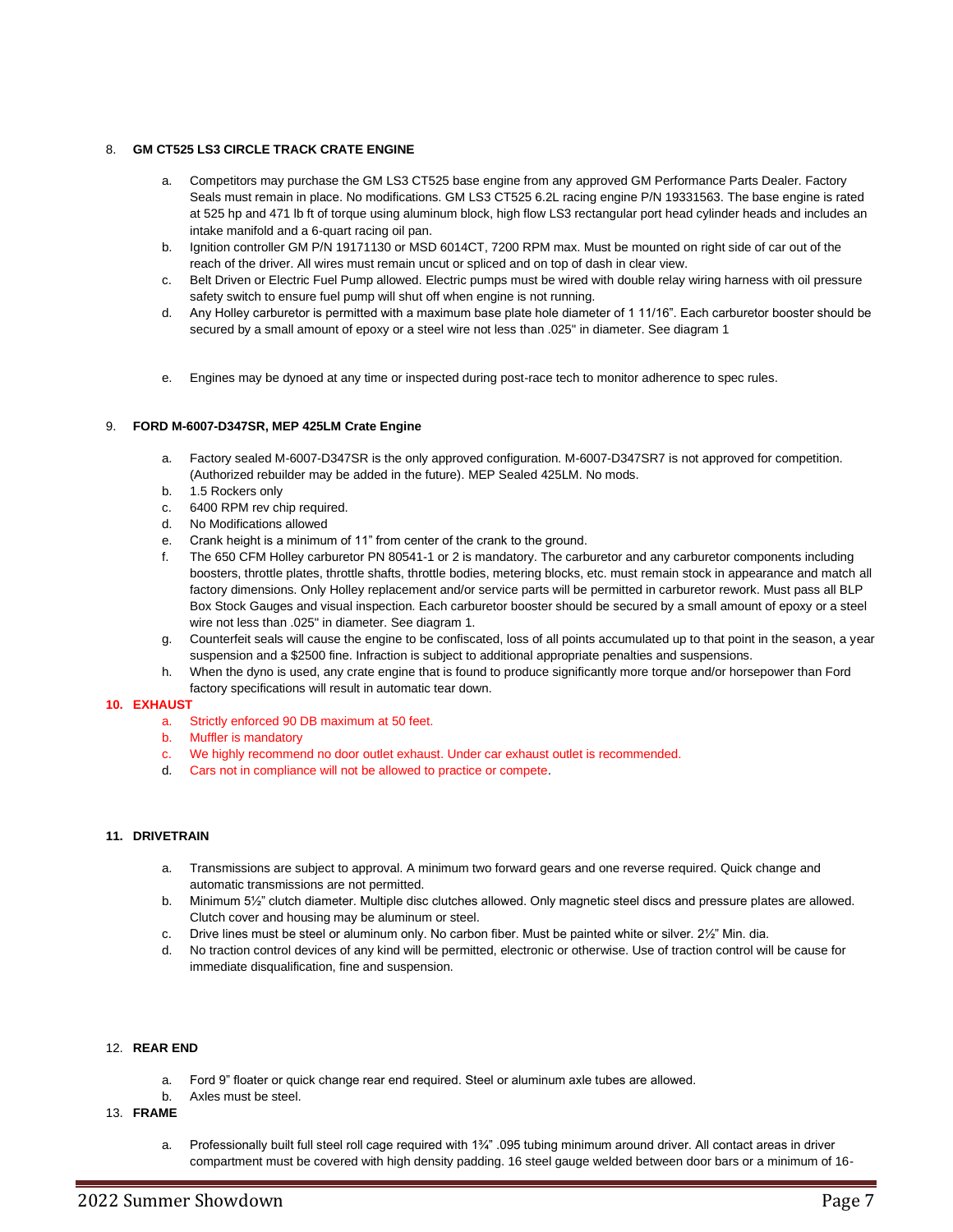8. **GM CT525 LS3 CIRCLE TRACK CRATE ENGINE**

   a. Competitors may purchase the GM LS3 CT525 base engine from any approved GM Performance Parts Dealer. Factory Seals must remain in place. No modifications. GM LS3 CT525 6.2L racing engine P/N 19331563. The base engine is rated at 525 hp and 471 lb ft of torque using aluminum block, high flow LS3 rectangular port head cylinder heads and includes an intake manifold and a 6-quart racing oil pan.
   b. Ignition controller GM P/N 19171130 or MSD 6014CT, 7200 RPM max. Must be mounted on right side of car out of the reach of the driver. All wires must remain uncut or spliced and on top of dash in clear view.
   c. Belt Driven or Electric Fuel Pump allowed. Electric pumps must be wired with double relay wiring harness with oil pressure safety switch to ensure fuel pump will shut off when engine is not running.
   d. Any Holley carburetor is permitted with a maximum base plate hole diameter of 1 11/16". Each carburetor booster should be secured by a small amount of epoxy or a steel wire not less than .025" in diameter. See diagram 1
   e. Engines may be dynoed at any time or inspected during post-race tech to monitor adherence to spec rules.

9. **FORD M-6007-D347SR, MEP 425LM Crate Engine**

   a. Factory sealed M-6007-D347SR is the only approved configuration. M-6007-D347SR7 is not approved for competition. (Authorized rebuilder may be added in the future). MEP Sealed 425LM. No mods.
   b. 1.5 Rockers only
   c. 6400 RPM rev chip required.
   d. No Modifications allowed
   e. Crank height is a minimum of 11" from center of the crank to the ground.
   f. The 650 CFM Holley carburetor PN 80541-1 or 2 is mandatory. The carburetor and any carburetor components including boosters, throttle plates, throttle shafts, throttle bodies, metering blocks, etc. must remain stock in appearance and match all factory dimensions. Only Holley replacement and/or service parts will be permitted in carburetor rework. Must pass all BLP Box Stock Gauges and visual inspection. Each carburetor booster should be secured by a small amount of epoxy or a steel wire not less than .025" in diameter. See diagram 1.
   g. Counterfeit seals will cause the engine to be confiscated, loss of all points accumulated up to that point in the season, a year suspension and a $2500 fine. Infraction is subject to additional appropriate penalties and suspensions.
   h. When the dyno is used, any crate engine that is found to produce significantly more torque and/or horsepower than Ford factory specifications will result in automatic tear down.

10. **EXHAUST**

   a. Strictly enforced 90 DB maximum at 50 feet.
   b. Muffler is mandatory
   c. We highly recommend no door outlet exhaust. Under car exhaust outlet is recommended.
   d. Cars not in compliance will not be allowed to practice or compete.

11. **DRIVETRAIN**

   a. Transmissions are subject to approval. A minimum two forward gears and one reverse required. Quick change and automatic transmissions are not permitted.
   b. Minimum 5½" clutch diameter. Multiple disc clutches allowed. Only magnetic steel discs and pressure plates are allowed. Clutch cover and housing may be aluminum or steel.
   c. Drive lines must be steel or aluminum only. No carbon fiber. Must be painted white or silver. 2½" Min. dia.
   d. No traction control devices of any kind will be permitted, electronic or otherwise. Use of traction control will be cause for immediate disqualification, fine and suspension.

12. **REAR END**

   a. Ford 9" floater or quick change rear end required. Steel or aluminum axle tubes are allowed.
   b. Axles must be steel.

13. **FRAME**

   a. Professionally built full steel roll cage required with 1¾" .095 tubing minimum around driver. All contact areas in driver compartment must be covered with high density padding. 16 steel gauge welded between door bars or a minimum of 16-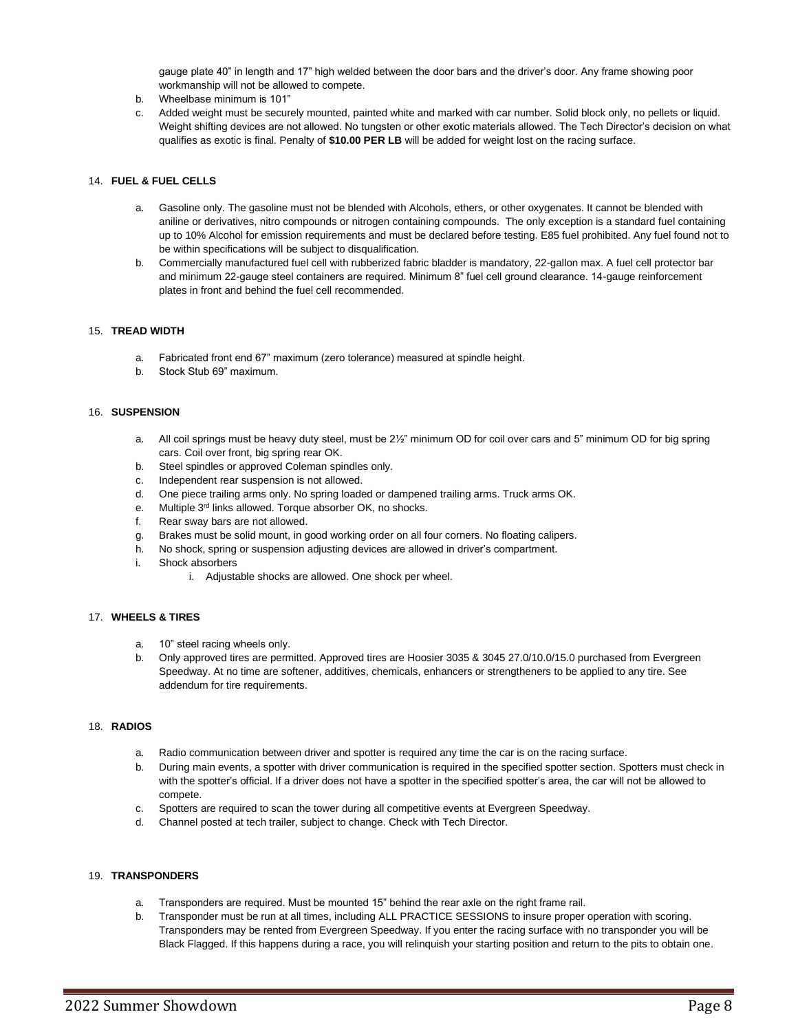gauge plate 40" in length and 17" high welded between the door bars and the driver's door. Any frame showing poor workmanship will not be allowed to compete.

b. Wheelbase minimum is 101"

c. Added weight must be securely mounted, painted white and marked with car number. Solid block only, no pellets or liquid. Weight shifting devices are not allowed. No tungsten or other exotic materials allowed. The Tech Director's decision on what qualifies as exotic is final. Penalty of **$10.00 PER LB** will be added for weight lost on the racing surface.

14. **FUEL & FUEL CELLS**

a. Gasoline only. The gasoline must not be blended with Alcohols, ethers, or other oxygenates. It cannot be blended with aniline or derivatives, nitro compounds or nitrogen containing compounds. The only exception is a standard fuel containing up to 10% Alcohol for emission requirements and must be declared before testing. E85 fuel prohibited. Any fuel found not to be within specifications will be subject to disqualification.

b. Commercially manufactured fuel cell with rubberized fabric bladder is mandatory, 22-gallon max. A fuel cell protector bar and minimum 22-gauge steel containers are required. Minimum 8" fuel cell ground clearance. 14-gauge reinforcement plates in front and behind the fuel cell recommended.

15. **TREAD WIDTH**

a. Fabricated front end 67" maximum (zero tolerance) measured at spindle height.

b. Stock Stub 69" maximum.

16. **SUSPENSION**

a. All coil springs must be heavy duty steel, must be 2½" minimum OD for coil over cars and 5" minimum OD for big spring cars. Coil over front, big spring rear OK.

b. Steel spindles or approved Coleman spindles only.

c. Independent rear suspension is not allowed.

d. One piece trailing arms only. No spring loaded or dampened trailing arms. Truck arms OK.

e. Multiple 3rd links allowed. Torque absorber OK, no shocks.

f. Rear sway bars are not allowed.

g. Brakes must be solid mount, in good working order on all four corners. No floating calipers.

h. No shock, spring or suspension adjusting devices are allowed in driver's compartment.

i. Shock absorbers

   i. Adjustable shocks are allowed. One shock per wheel.

17. **WHEELS & TIRES**

a. 10" steel racing wheels only.

b. Only approved tires are permitted. Approved tires are Hoosier 3035 & 3045 27.0/10.0/15.0 purchased from Evergreen Speedway. At no time are softener, additives, chemicals, enhancers or strengtheners to be applied to any tire. See addendum for tire requirements.

18. **RADIOS**

a. Radio communication between driver and spotter is required any time the car is on the racing surface.

b. During main events, a spotter with driver communication is required in the specified spotter section. Spotters must check in with the spotter's official. If a driver does not have a spotter in the specified spotter's area, the car will not be allowed to compete.

c. Spotters are required to scan the tower during all competitive events at Evergreen Speedway.

d. Channel posted at tech trailer, subject to change. Check with Tech Director.

19. **TRANSPONDERS**

a. Transponders are required. Must be mounted 15" behind the rear axle on the right frame rail.

b. Transponder must be run at all times, including ALL PRACTICE SESSIONS to insure proper operation with scoring. Transponders may be rented from Evergreen Speedway. If you enter the racing surface with no transponder you will be Black Flagged. If this happens during a race, you will relinquish your starting position and return to the pits to obtain one.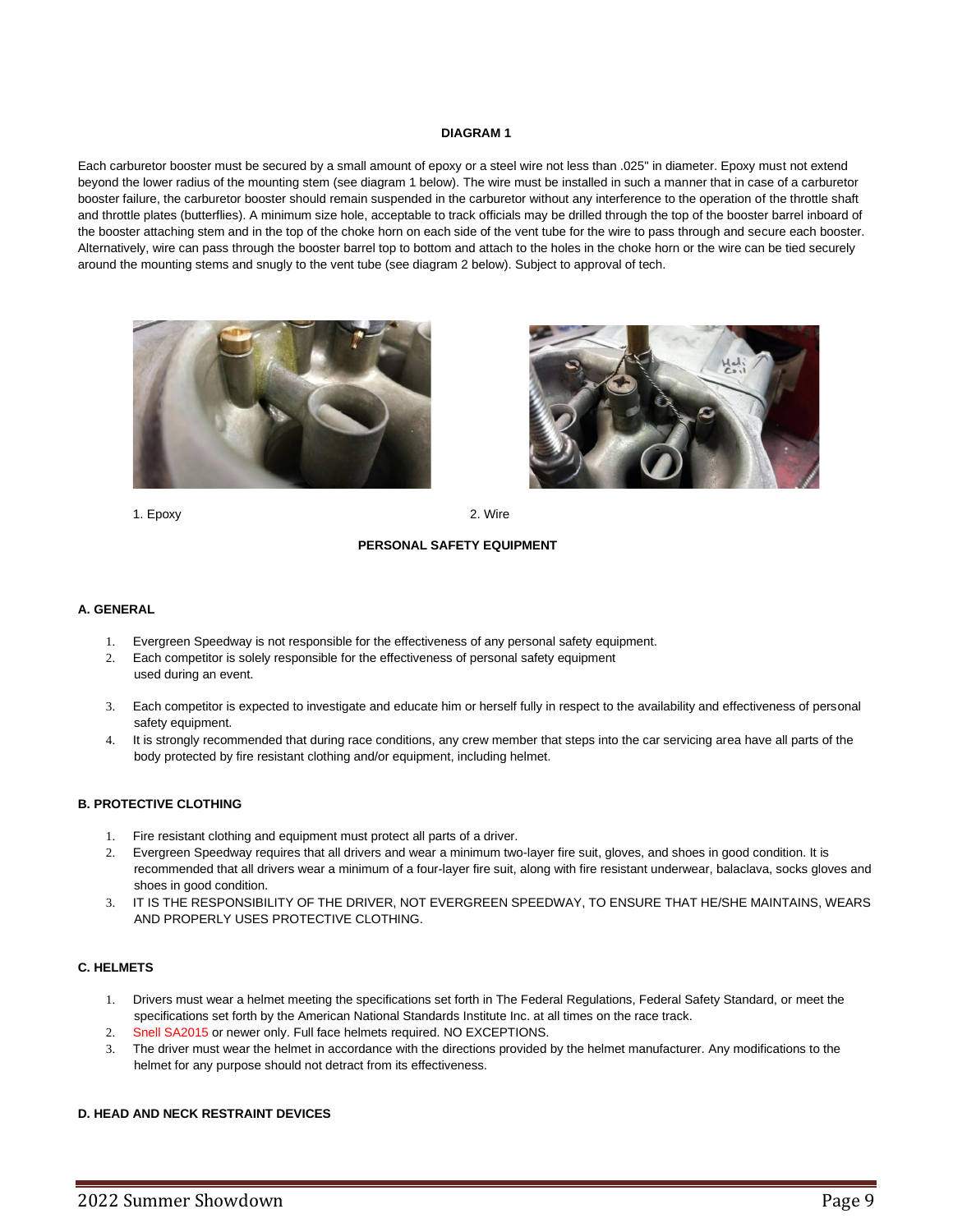**DIAGRAM 1**

Each carburetor booster must be secured by a small amount of epoxy or a steel wire not less than .025" in diameter. Epoxy must not extend beyond the lower radius of the mounting stem (see diagram 1 below). The wire must be installed in such a manner that in case of a carburetor booster failure, the carburetor booster should remain suspended in the carburetor without any interference to the operation of the throttle shaft and throttle plates (butterflies). A minimum size hole, acceptable to track officials may be drilled through the top of the booster barrel inboard of the booster attaching stem and in the top of the choke horn on each side of the vent tube for the wire to pass through and secure each booster. Alternatively, wire can pass through the booster barrel top to bottom and attach to the holes in the choke horn or the wire can be tied securely around the mounting stems and snugly to the vent tube (see diagram 2 below). Subject to approval of tech.

1. Epoxy

2. Wire

**PERSONAL SAFETY EQUIPMENT**

**A. GENERAL**

1. Evergreen Speedway is not responsible for the effectiveness of any personal safety equipment.
2. Each competitor is solely responsible for the effectiveness of personal safety equipment used during an event.
3. Each competitor is expected to investigate and educate him or herself fully in respect to the availability and effectiveness of personal safety equipment.
4. It is strongly recommended that during race conditions, any crew member that steps into the car servicing area have all parts of the body protected by fire resistant clothing and/or equipment, including helmet.

**B. PROTECTIVE CLOTHING**

1. Fire resistant clothing and equipment must protect all parts of a driver.
2. Evergreen Speedway requires that all drivers and wear a minimum two-layer fire suit, gloves, and shoes in good condition. It is recommended that all drivers wear a minimum of a four-layer fire suit, along with fire resistant underwear, balaclava, socks gloves and shoes in good condition.
3. IT IS THE RESPONSIBILITY OF THE DRIVER, NOT EVERGREEN SPEEDWAY, TO ENSURE THAT HE/SHE MAINTAINS, WEARS AND PROPERLY USES PROTECTIVE CLOTHING.

**C. HELMETS**

1. Drivers must wear a helmet meeting the specifications set forth in The Federal Regulations, Federal Safety Standard, or meet the specifications set forth by the American National Standards Institute Inc. at all times on the race track.
2. Snell SA2015 or newer only. Full face helmets required. NO EXCEPTIONS.
3. The driver must wear the helmet in accordance with the directions provided by the helmet manufacturer. Any modifications to the helmet for any purpose should not detract from its effectiveness.

**D. HEAD AND NECK RESTRAINT DEVICES**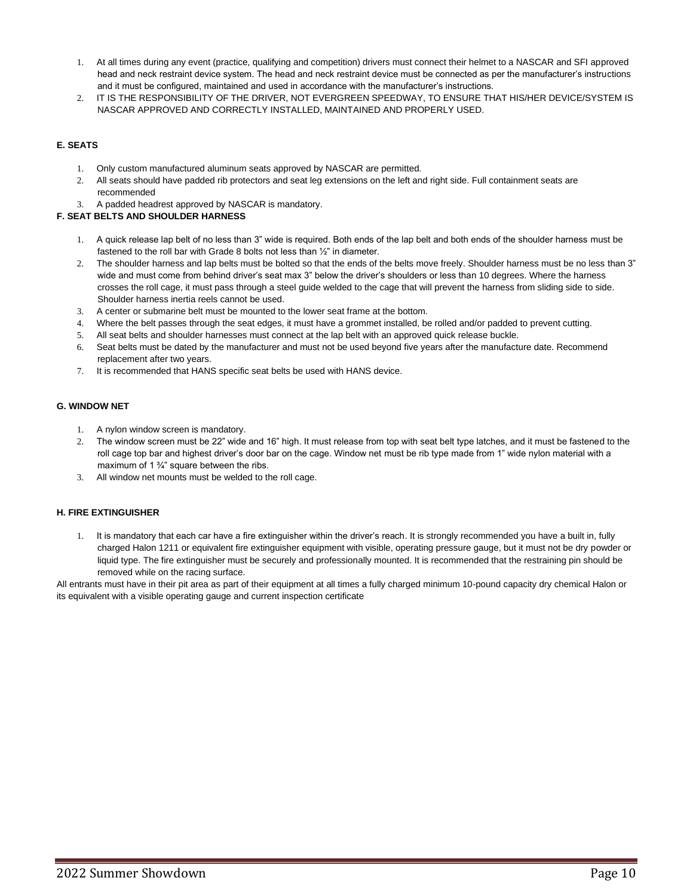1. At all times during any event (practice, qualifying and competition) drivers must connect their helmet to a NASCAR and SFI approved head and neck restraint device system. The head and neck restraint device must be connected as per the manufacturer's instructions and it must be configured, maintained and used in accordance with the manufacturer's instructions.
2. IT IS THE RESPONSIBILITY OF THE DRIVER, NOT EVERGREEN SPEEDWAY, TO ENSURE THAT HIS/HER DEVICE/SYSTEM IS NASCAR APPROVED AND CORRECTLY INSTALLED, MAINTAINED AND PROPERLY USED.

**E. SEATS**

1. Only custom manufactured aluminum seats approved by NASCAR are permitted.
2. All seats should have padded rib protectors and seat leg extensions on the left and right side. Full containment seats are recommended
3. A padded headrest approved by NASCAR is mandatory.

**F. SEAT BELTS AND SHOULDER HARNESS**

1. A quick release lap belt of no less than 3" wide is required. Both ends of the lap belt and both ends of the shoulder harness must be fastened to the roll bar with Grade 8 bolts not less than ½" in diameter.
2. The shoulder harness and lap belts must be bolted so that the ends of the belts move freely. Shoulder harness must be no less than 3" wide and must come from behind driver's seat max 3" below the driver's shoulders or less than 10 degrees. Where the harness crosses the roll cage, it must pass through a steel guide welded to the cage that will prevent the harness from sliding side to side. Shoulder harness inertia reels cannot be used.
3. A center or submarine belt must be mounted to the lower seat frame at the bottom.
4. Where the belt passes through the seat edges, it must have a grommet installed, be rolled and/or padded to prevent cutting.
5. All seat belts and shoulder harnesses must connect at the lap belt with an approved quick release buckle.
6. Seat belts must be dated by the manufacturer and must not be used beyond five years after the manufacture date. Recommend replacement after two years.
7. It is recommended that HANS specific seat belts be used with HANS device.

**G. WINDOW NET**

1. A nylon window screen is mandatory.
2. The window screen must be 22" wide and 16" high. It must release from top with seat belt type latches, and it must be fastened to the roll cage top bar and highest driver's door bar on the cage. Window net must be rib type made from 1" wide nylon material with a maximum of 1 ¾" square between the ribs.
3. All window net mounts must be welded to the roll cage.

**H. FIRE EXTINGUISHER**

1. It is mandatory that each car have a fire extinguisher within the driver's reach. It is strongly recommended you have a built in, fully charged Halon 1211 or equivalent fire extinguisher equipment with visible, operating pressure gauge, but it must not be dry powder or liquid type. The fire extinguisher must be securely and professionally mounted. It is recommended that the restraining pin should be removed while on the racing surface.

All entrants must have in their pit area as part of their equipment at all times a fully charged minimum 10-pound capacity dry chemical Halon or its equivalent with a visible operating gauge and current inspection certificate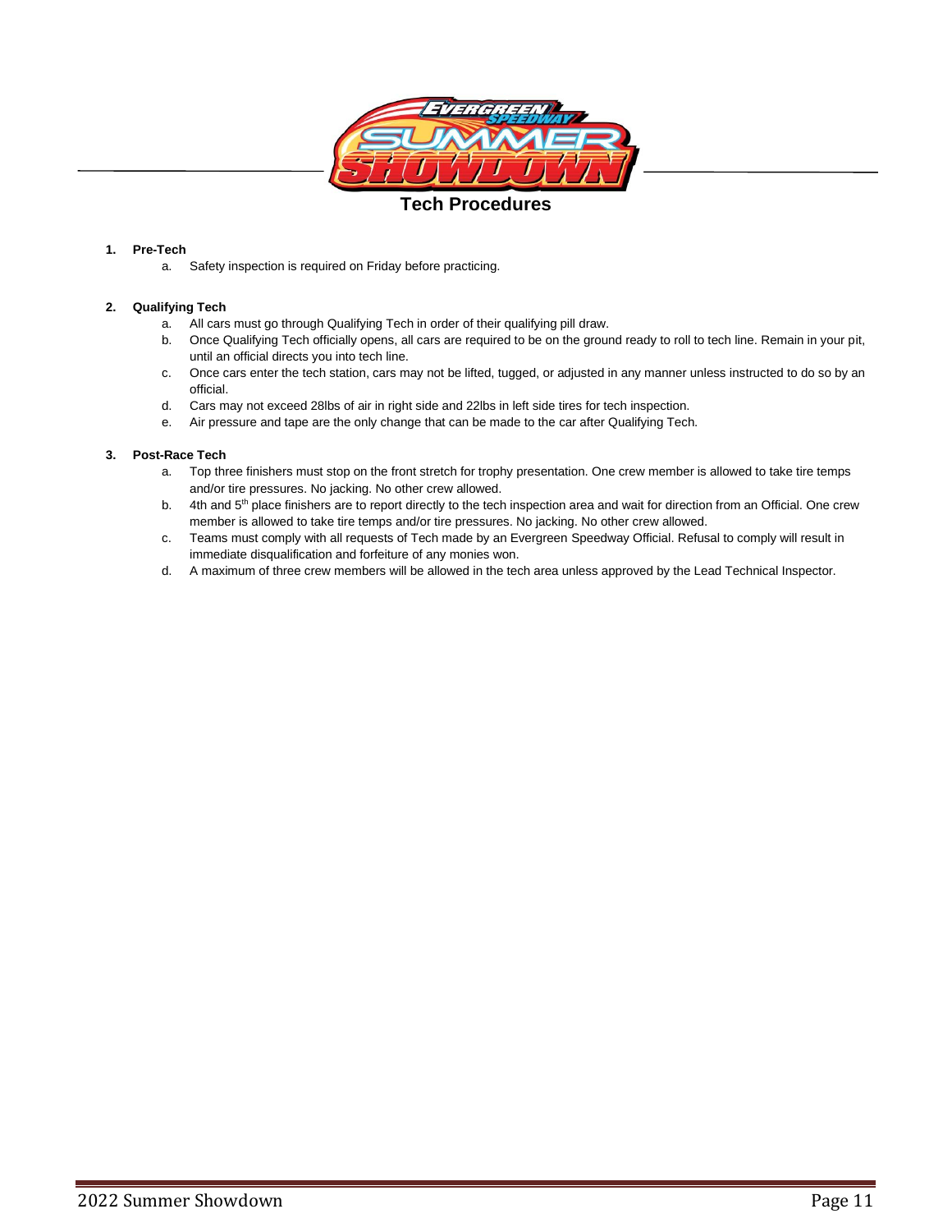# Tech Procedures

1. **Pre-Tech**
   a. Safety inspection is required on Friday before practicing.

2. **Qualifying Tech**
   a. All cars must go through Qualifying Tech in order of their qualifying pill draw.
   b. Once Qualifying Tech officially opens, all cars are required to be on the ground ready to roll to tech line. Remain in your pit, until an official directs you into tech line.
   c. Once cars enter the tech station, cars may not be lifted, tugged, or adjusted in any manner unless instructed to do so by an official.
   d. Cars may not exceed 28lbs of air in right side and 22lbs in left side tires for tech inspection.
   e. Air pressure and tape are the only change that can be made to the car after Qualifying Tech.

3. **Post-Race Tech**
   a. Top three finishers must stop on the front stretch for trophy presentation. One crew member is allowed to take tire temps and/or tire pressures. No jacking. No other crew allowed.
   b. 4th and 5th place finishers are to report directly to the tech inspection area and wait for direction from an Official. One crew member is allowed to take tire temps and/or tire pressures. No jacking. No other crew allowed.
   c. Teams must comply with all requests of Tech made by an Evergreen Speedway Official. Refusal to comply will result in immediate disqualification and forfeiture of any monies won.
   d. A maximum of three crew members will be allowed in the tech area unless approved by the Lead Technical Inspector.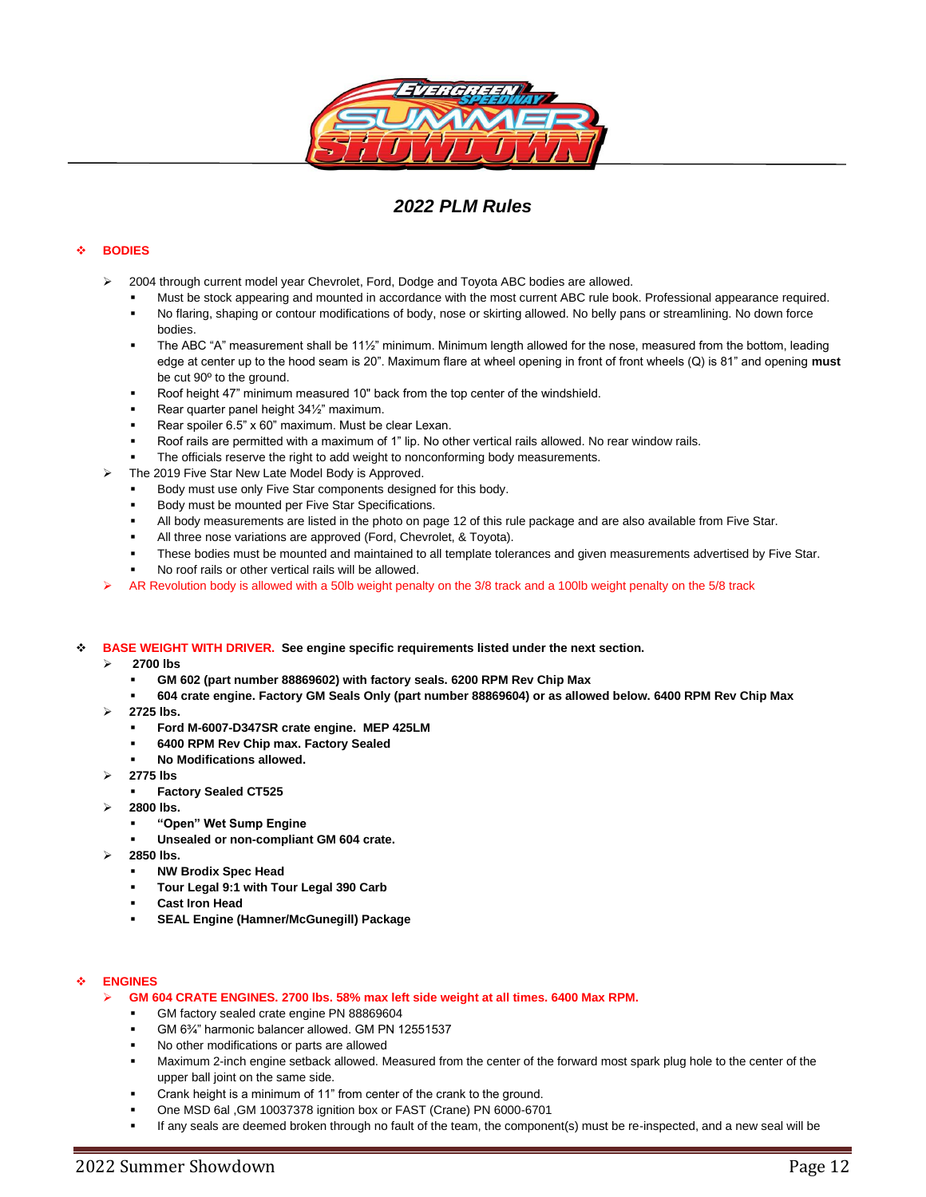## 2022 PLM Rules

### BODIES

- 2004 through current model year Chevrolet, Ford, Dodge and Toyota ABC bodies are allowed.
  - Must be stock appearing and mounted in accordance with the most current ABC rule book. Professional appearance required.
  - No flaring, shaping or contour modifications of body, nose or skirting allowed. No belly pans or streamlining. No down force bodies.
  - The ABC "A" measurement shall be 11½" minimum. Minimum length allowed for the nose, measured from the bottom, leading edge at center up to the hood seam is 20". Maximum flare at wheel opening in front of front wheels (Q) is 81" and opening **must** be cut 90º to the ground.
  - Roof height 47" minimum measured 10" back from the top center of the windshield.
  - Rear quarter panel height 34½" maximum.
  - Rear spoiler 6.5" x 60" maximum. Must be clear Lexan.
  - Roof rails are permitted with a maximum of 1" lip. No other vertical rails allowed. No rear window rails.
  - The officials reserve the right to add weight to nonconforming body measurements.
- The 2019 Five Star New Late Model Body is Approved.
  - Body must use only Five Star components designed for this body.
  - Body must be mounted per Five Star Specifications.
  - All body measurements are listed in the photo on page 12 of this rule package and are also available from Five Star.
  - All three nose variations are approved (Ford, Chevrolet, & Toyota).
  - These bodies must be mounted and maintained to all template tolerances and given measurements advertised by Five Star.
  - No roof rails or other vertical rails will be allowed.
- AR Revolution body is allowed with a 50lb weight penalty on the 3/8 track and a 100lb weight penalty on the 5/8 track

### BASE WEIGHT WITH DRIVER. **See engine specific requirements listed under the next section.**

- **2700 lbs**
  - **GM 602 (part number 88869602) with factory seals. 6200 RPM Rev Chip Max**
  - **604 crate engine. Factory GM Seals Only (part number 88869604) or as allowed below. 6400 RPM Rev Chip Max**
- **2725 lbs.**
  - **Ford M-6007-D347SR crate engine. MEP 425LM**
  - **6400 RPM Rev Chip max. Factory Sealed**
  - **No Modifications allowed.**
- **2775 lbs**
  - **Factory Sealed CT525**
- **2800 lbs.**
  - **"Open" Wet Sump Engine**
  - **Unsealed or non-compliant GM 604 crate.**
- **2850 lbs.**
  - **NW Brodix Spec Head**
  - **Tour Legal 9:1 with Tour Legal 390 Carb**
  - **Cast Iron Head**
  - **SEAL Engine (Hamner/McGunegill) Package**

### ENGINES

- **GM 604 CRATE ENGINES. 2700 lbs. 58% max left side weight at all times. 6400 Max RPM.**
  - GM factory sealed crate engine PN 88869604
  - GM 6¾" harmonic balancer allowed. GM PN 12551537
  - No other modifications or parts are allowed
  - Maximum 2-inch engine setback allowed. Measured from the center of the forward most spark plug hole to the center of the upper ball joint on the same side.
  - Crank height is a minimum of 11" from center of the crank to the ground.
  - One MSD 6al ,GM 10037378 ignition box or FAST (Crane) PN 6000-6701
  - If any seals are deemed broken through no fault of the team, the component(s) must be re-inspected, and a new seal will be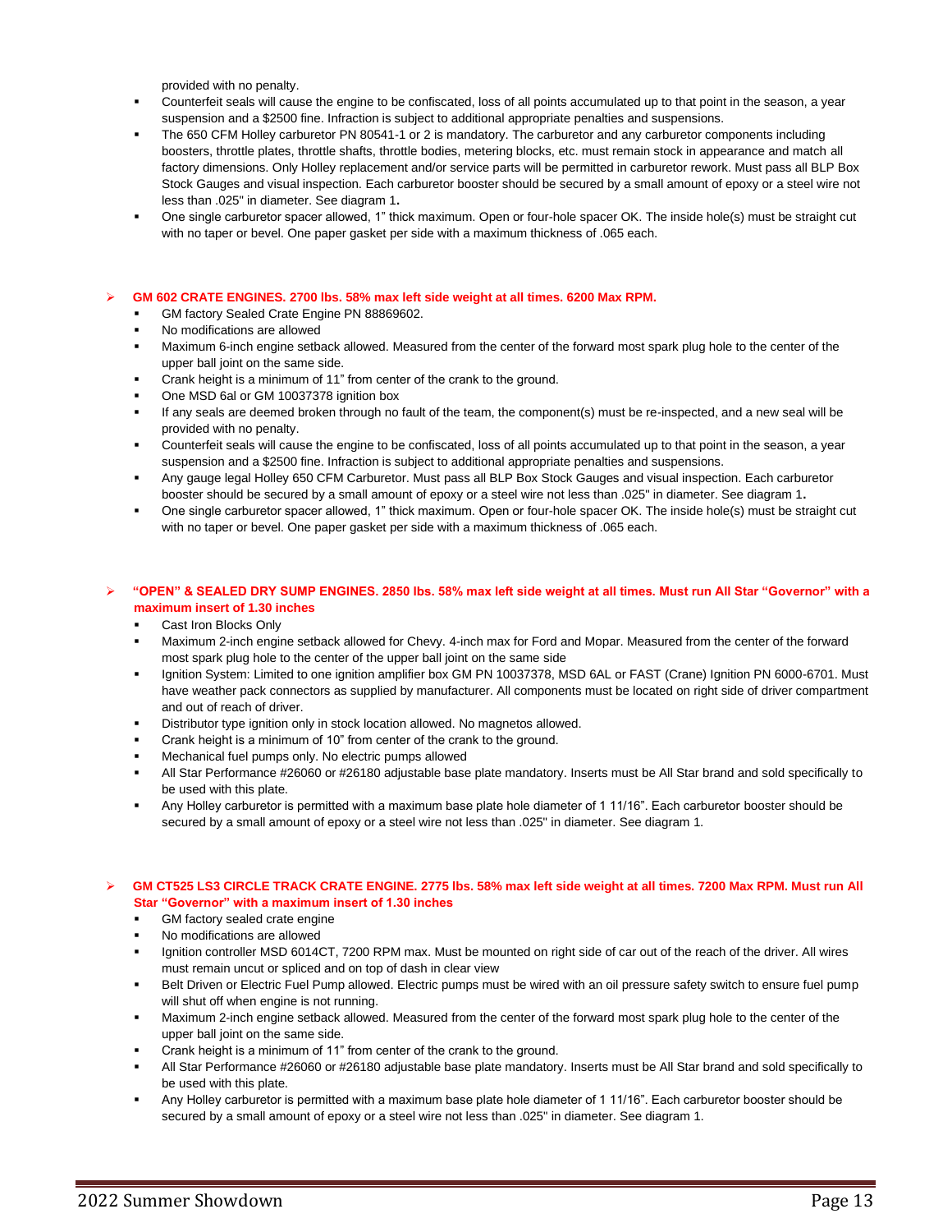provided with no penalty.

- Counterfeit seals will cause the engine to be confiscated, loss of all points accumulated up to that point in the season, a year suspension and a $2500 fine. Infraction is subject to additional appropriate penalties and suspensions.
- The 650 CFM Holley carburetor PN 80541-1 or 2 is mandatory. The carburetor and any carburetor components including boosters, throttle plates, throttle shafts, throttle bodies, metering blocks, etc. must remain stock in appearance and match all factory dimensions. Only Holley replacement and/or service parts will be permitted in carburetor rework. Must pass all BLP Box Stock Gauges and visual inspection. Each carburetor booster should be secured by a small amount of epoxy or a steel wire not less than .025" in diameter. See diagram 1**.**
- One single carburetor spacer allowed, 1" thick maximum. Open or four-hole spacer OK. The inside hole(s) must be straight cut with no taper or bevel. One paper gasket per side with a maximum thickness of .065 each.

- **GM 602 CRATE ENGINES. 2700 lbs. 58% max left side weight at all times. 6200 Max RPM.**
  - GM factory Sealed Crate Engine PN 88869602.
  - No modifications are allowed
  - Maximum 6-inch engine setback allowed. Measured from the center of the forward most spark plug hole to the center of the upper ball joint on the same side.
  - Crank height is a minimum of 11" from center of the crank to the ground.
  - One MSD 6al or GM 10037378 ignition box
  - If any seals are deemed broken through no fault of the team, the component(s) must be re-inspected, and a new seal will be provided with no penalty.
  - Counterfeit seals will cause the engine to be confiscated, loss of all points accumulated up to that point in the season, a year suspension and a $2500 fine. Infraction is subject to additional appropriate penalties and suspensions.
  - Any gauge legal Holley 650 CFM Carburetor. Must pass all BLP Box Stock Gauges and visual inspection. Each carburetor booster should be secured by a small amount of epoxy or a steel wire not less than .025" in diameter. See diagram 1**.**
  - One single carburetor spacer allowed, 1" thick maximum. Open or four-hole spacer OK. The inside hole(s) must be straight cut with no taper or bevel. One paper gasket per side with a maximum thickness of .065 each.

- **"OPEN" & SEALED DRY SUMP ENGINES. 2850 lbs. 58% max left side weight at all times. Must run All Star "Governor" with a maximum insert of 1.30 inches**
  - Cast Iron Blocks Only
  - Maximum 2-inch engine setback allowed for Chevy. 4-inch max for Ford and Mopar. Measured from the center of the forward most spark plug hole to the center of the upper ball joint on the same side
  - Ignition System: Limited to one ignition amplifier box GM PN 10037378, MSD 6AL or FAST (Crane) Ignition PN 6000-6701. Must have weather pack connectors as supplied by manufacturer. All components must be located on right side of driver compartment and out of reach of driver.
  - Distributor type ignition only in stock location allowed. No magnetos allowed.
  - Crank height is a minimum of 10" from center of the crank to the ground.
  - Mechanical fuel pumps only. No electric pumps allowed
  - All Star Performance #26060 or #26180 adjustable base plate mandatory. Inserts must be All Star brand and sold specifically to be used with this plate.
  - Any Holley carburetor is permitted with a maximum base plate hole diameter of 1 11/16". Each carburetor booster should be secured by a small amount of epoxy or a steel wire not less than .025" in diameter. See diagram 1.

- **GM CT525 LS3 CIRCLE TRACK CRATE ENGINE. 2775 lbs. 58% max left side weight at all times. 7200 Max RPM. Must run All Star "Governor" with a maximum insert of 1.30 inches**
  - GM factory sealed crate engine
  - No modifications are allowed
  - Ignition controller MSD 6014CT, 7200 RPM max. Must be mounted on right side of car out of the reach of the driver. All wires must remain uncut or spliced and on top of dash in clear view
  - Belt Driven or Electric Fuel Pump allowed. Electric pumps must be wired with an oil pressure safety switch to ensure fuel pump will shut off when engine is not running.
  - Maximum 2-inch engine setback allowed. Measured from the center of the forward most spark plug hole to the center of the upper ball joint on the same side.
  - Crank height is a minimum of 11" from center of the crank to the ground.
  - All Star Performance #26060 or #26180 adjustable base plate mandatory. Inserts must be All Star brand and sold specifically to be used with this plate.
  - Any Holley carburetor is permitted with a maximum base plate hole diameter of 1 11/16". Each carburetor booster should be secured by a small amount of epoxy or a steel wire not less than .025" in diameter. See diagram 1.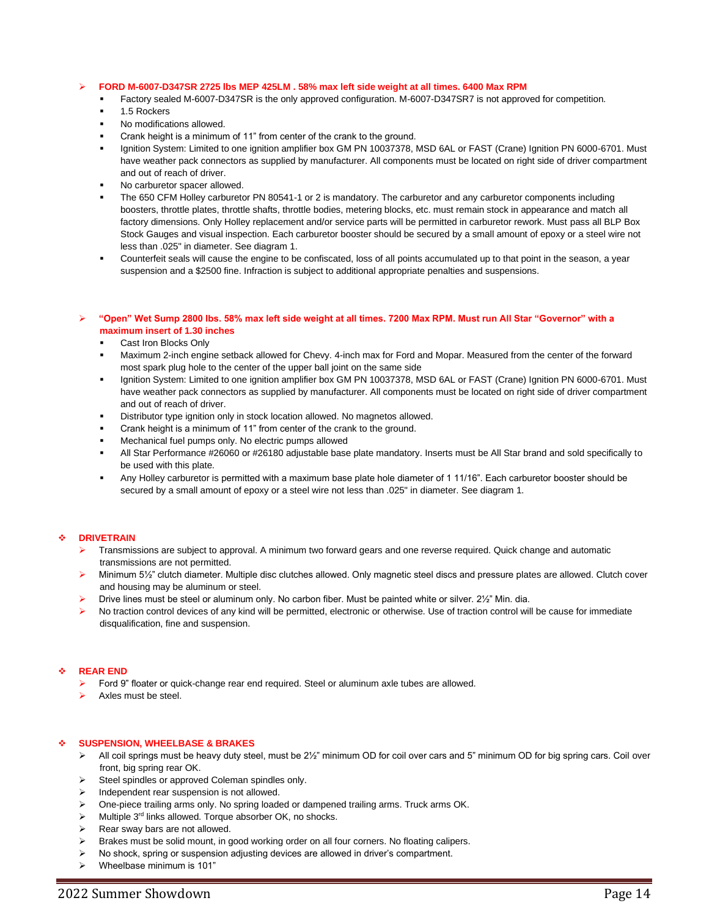- **FORD M-6007-D347SR 2725 lbs MEP 425LM . 58% max left side weight at all times. 6400 Max RPM**
  - Factory sealed M-6007-D347SR is the only approved configuration. M-6007-D347SR7 is not approved for competition.
  - 1.5 Rockers
  - No modifications allowed.
  - Crank height is a minimum of 11" from center of the crank to the ground.
  - Ignition System: Limited to one ignition amplifier box GM PN 10037378, MSD 6AL or FAST (Crane) Ignition PN 6000-6701. Must have weather pack connectors as supplied by manufacturer. All components must be located on right side of driver compartment and out of reach of driver.
  - No carburetor spacer allowed.
  - The 650 CFM Holley carburetor PN 80541-1 or 2 is mandatory. The carburetor and any carburetor components including boosters, throttle plates, throttle shafts, throttle bodies, metering blocks, etc. must remain stock in appearance and match all factory dimensions. Only Holley replacement and/or service parts will be permitted in carburetor rework. Must pass all BLP Box Stock Gauges and visual inspection. Each carburetor booster should be secured by a small amount of epoxy or a steel wire not less than .025" in diameter. See diagram 1.
  - Counterfeit seals will cause the engine to be confiscated, loss of all points accumulated up to that point in the season, a year suspension and a $2500 fine. Infraction is subject to additional appropriate penalties and suspensions.

- **"Open" Wet Sump 2800 lbs. 58% max left side weight at all times. 7200 Max RPM. Must run All Star "Governor" with a maximum insert of 1.30 inches**
  - Cast Iron Blocks Only
  - Maximum 2-inch engine setback allowed for Chevy. 4-inch max for Ford and Mopar. Measured from the center of the forward most spark plug hole to the center of the upper ball joint on the same side
  - Ignition System: Limited to one ignition amplifier box GM PN 10037378, MSD 6AL or FAST (Crane) Ignition PN 6000-6701. Must have weather pack connectors as supplied by manufacturer. All components must be located on right side of driver compartment and out of reach of driver.
  - Distributor type ignition only in stock location allowed. No magnetos allowed.
  - Crank height is a minimum of 11" from center of the crank to the ground.
  - Mechanical fuel pumps only. No electric pumps allowed
  - All Star Performance #26060 or #26180 adjustable base plate mandatory. Inserts must be All Star brand and sold specifically to be used with this plate.
  - Any Holley carburetor is permitted with a maximum base plate hole diameter of 1 11/16". Each carburetor booster should be secured by a small amount of epoxy or a steel wire not less than .025" in diameter. See diagram 1.

## DRIVETRAIN

- Transmissions are subject to approval. A minimum two forward gears and one reverse required. Quick change and automatic transmissions are not permitted.
- Minimum 5½" clutch diameter. Multiple disc clutches allowed. Only magnetic steel discs and pressure plates are allowed. Clutch cover and housing may be aluminum or steel.
- Drive lines must be steel or aluminum only. No carbon fiber. Must be painted white or silver. 2½" Min. dia.
- No traction control devices of any kind will be permitted, electronic or otherwise. Use of traction control will be cause for immediate disqualification, fine and suspension.

## REAR END

- Ford 9" floater or quick-change rear end required. Steel or aluminum axle tubes are allowed.
- Axles must be steel.

## SUSPENSION, WHEELBASE & BRAKES

- All coil springs must be heavy duty steel, must be 2½" minimum OD for coil over cars and 5" minimum OD for big spring cars. Coil over front, big spring rear OK.
- Steel spindles or approved Coleman spindles only.
- Independent rear suspension is not allowed.
- One-piece trailing arms only. No spring loaded or dampened trailing arms. Truck arms OK.
- Multiple 3rd links allowed. Torque absorber OK, no shocks.
- Rear sway bars are not allowed.
- Brakes must be solid mount, in good working order on all four corners. No floating calipers.
- No shock, spring or suspension adjusting devices are allowed in driver's compartment.
- Wheelbase minimum is 101"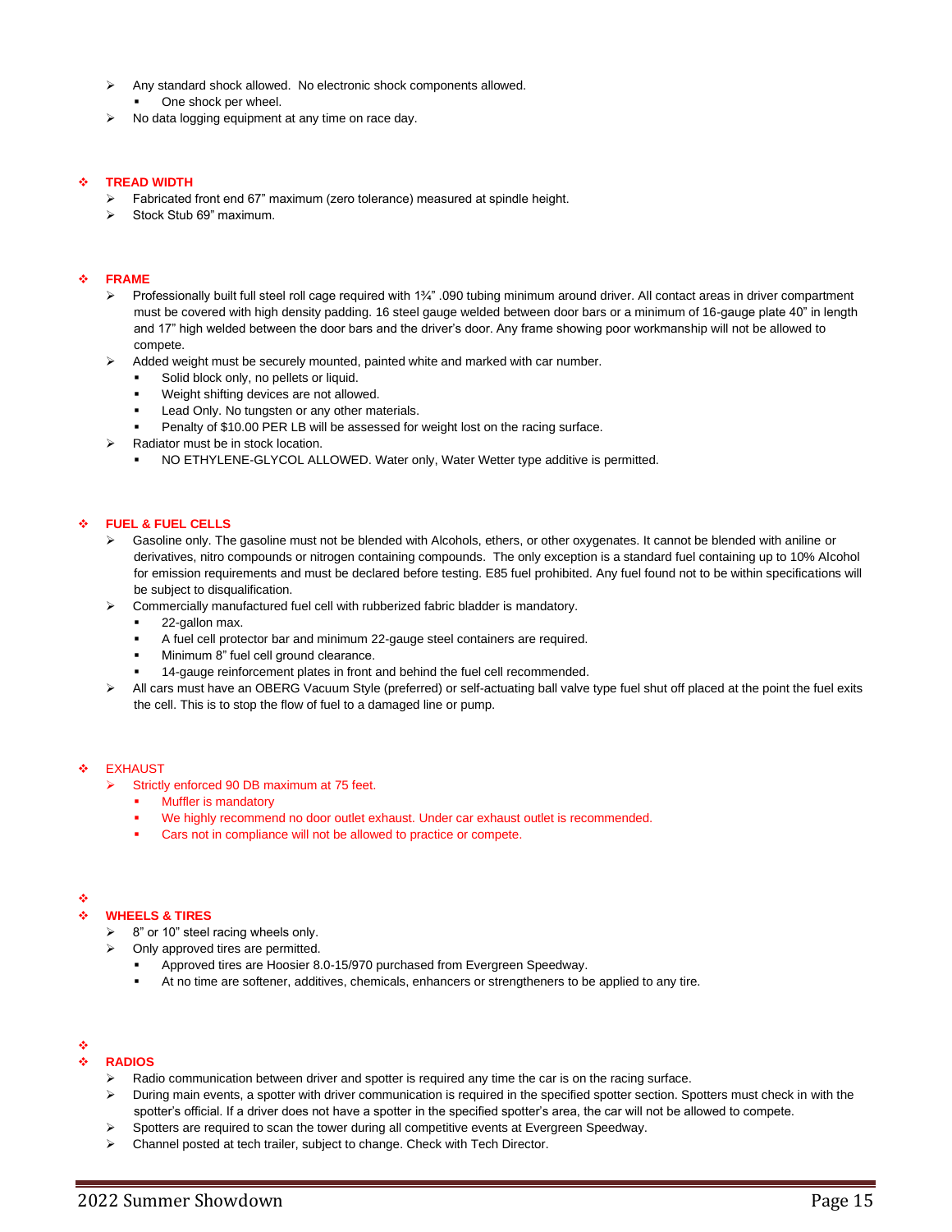- Any standard shock allowed. No electronic shock components allowed.
  - One shock per wheel.
- No data logging equipment at any time on race day.

## TREAD WIDTH

- Fabricated front end 67" maximum (zero tolerance) measured at spindle height.
- Stock Stub 69" maximum.

## FRAME

- Professionally built full steel roll cage required with 1¾" .090 tubing minimum around driver. All contact areas in driver compartment must be covered with high density padding. 16 steel gauge welded between door bars or a minimum of 16-gauge plate 40" in length and 17" high welded between the door bars and the driver's door. Any frame showing poor workmanship will not be allowed to compete.
- Added weight must be securely mounted, painted white and marked with car number.
  - Solid block only, no pellets or liquid.
  - Weight shifting devices are not allowed.
  - Lead Only. No tungsten or any other materials.
  - Penalty of $10.00 PER LB will be assessed for weight lost on the racing surface.
- Radiator must be in stock location.
  - NO ETHYLENE-GLYCOL ALLOWED. Water only, Water Wetter type additive is permitted.

## FUEL & FUEL CELLS

- Gasoline only. The gasoline must not be blended with Alcohols, ethers, or other oxygenates. It cannot be blended with aniline or derivatives, nitro compounds or nitrogen containing compounds. The only exception is a standard fuel containing up to 10% Alcohol for emission requirements and must be declared before testing. E85 fuel prohibited. Any fuel found not to be within specifications will be subject to disqualification.
- Commercially manufactured fuel cell with rubberized fabric bladder is mandatory.
  - 22-gallon max.
  - A fuel cell protector bar and minimum 22-gauge steel containers are required.
  - Minimum 8" fuel cell ground clearance.
  - 14-gauge reinforcement plates in front and behind the fuel cell recommended.
- All cars must have an OBERG Vacuum Style (preferred) or self-actuating ball valve type fuel shut off placed at the point the fuel exits the cell. This is to stop the flow of fuel to a damaged line or pump.

## EXHAUST

- Strictly enforced 90 DB maximum at 75 feet.
  - Muffler is mandatory
  - We highly recommend no door outlet exhaust. Under car exhaust outlet is recommended.
  - Cars not in compliance will not be allowed to practice or compete.

## WHEELS & TIRES

- 8" or 10" steel racing wheels only.
- Only approved tires are permitted.
  - Approved tires are Hoosier 8.0-15/970 purchased from Evergreen Speedway.
  - At no time are softener, additives, chemicals, enhancers or strengtheners to be applied to any tire.

## RADIOS

- Radio communication between driver and spotter is required any time the car is on the racing surface.
- During main events, a spotter with driver communication is required in the specified spotter section. Spotters must check in with the spotter's official. If a driver does not have a spotter in the specified spotter's area, the car will not be allowed to compete.
- Spotters are required to scan the tower during all competitive events at Evergreen Speedway.
- Channel posted at tech trailer, subject to change. Check with Tech Director.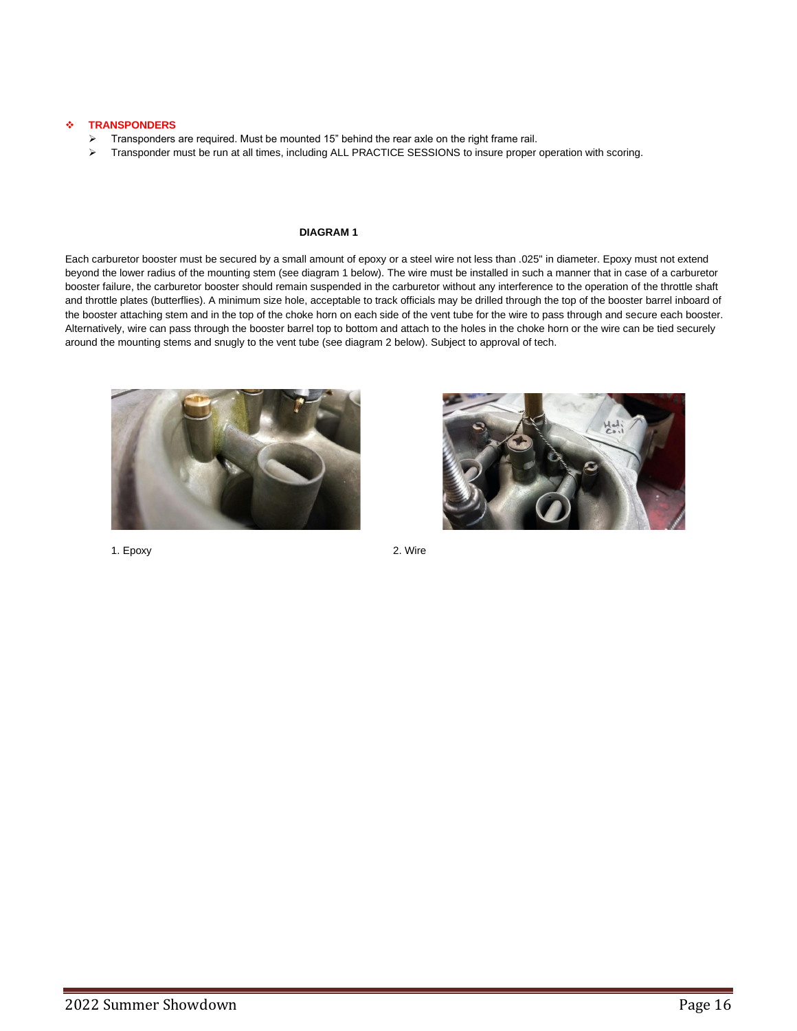## ❖ TRANSPONDERS

- Transponders are required. Must be mounted 15” behind the rear axle on the right frame rail.
- Transponder must be run at all times, including ALL PRACTICE SESSIONS to insure proper operation with scoring.

**DIAGRAM 1**

Each carburetor booster must be secured by a small amount of epoxy or a steel wire not less than .025" in diameter. Epoxy must not extend beyond the lower radius of the mounting stem (see diagram 1 below). The wire must be installed in such a manner that in case of a carburetor booster failure, the carburetor booster should remain suspended in the carburetor without any interference to the operation of the throttle shaft and throttle plates (butterflies). A minimum size hole, acceptable to track officials may be drilled through the top of the booster barrel inboard of the booster attaching stem and in the top of the choke horn on each side of the vent tube for the wire to pass through and secure each booster. Alternatively, wire can pass through the booster barrel top to bottom and attach to the holes in the choke horn or the wire can be tied securely around the mounting stems and snugly to the vent tube (see diagram 2 below). Subject to approval of tech.

1. Epoxy

2. Wire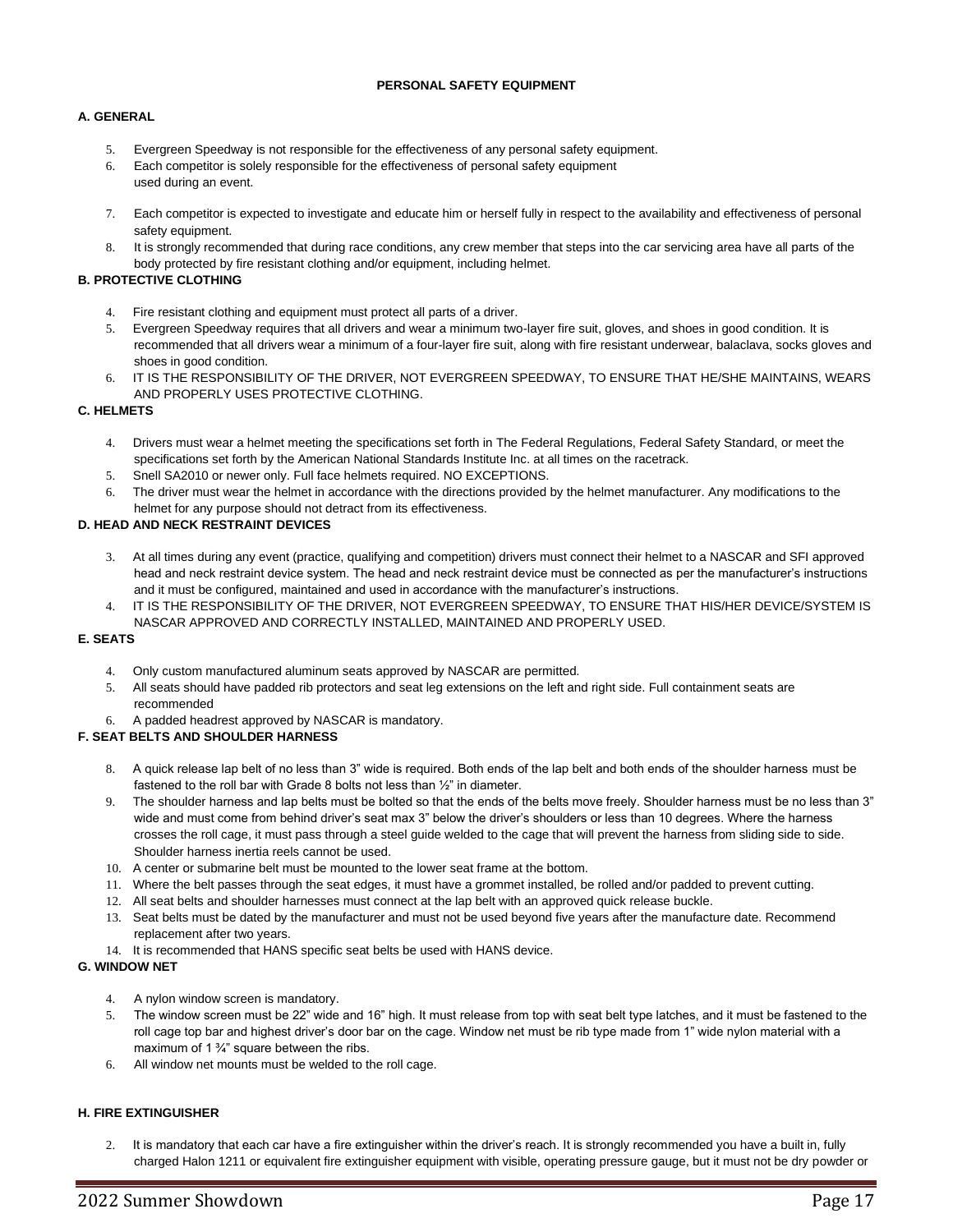**PERSONAL SAFETY EQUIPMENT**

**A. GENERAL**

5. Evergreen Speedway is not responsible for the effectiveness of any personal safety equipment.
6. Each competitor is solely responsible for the effectiveness of personal safety equipment used during an event.
7. Each competitor is expected to investigate and educate him or herself fully in respect to the availability and effectiveness of personal safety equipment.
8. It is strongly recommended that during race conditions, any crew member that steps into the car servicing area have all parts of the body protected by fire resistant clothing and/or equipment, including helmet.

**B. PROTECTIVE CLOTHING**

4. Fire resistant clothing and equipment must protect all parts of a driver.
5. Evergreen Speedway requires that all drivers and wear a minimum two-layer fire suit, gloves, and shoes in good condition. It is recommended that all drivers wear a minimum of a four-layer fire suit, along with fire resistant underwear, balaclava, socks gloves and shoes in good condition.
6. IT IS THE RESPONSIBILITY OF THE DRIVER, NOT EVERGREEN SPEEDWAY, TO ENSURE THAT HE/SHE MAINTAINS, WEARS AND PROPERLY USES PROTECTIVE CLOTHING.

**C. HELMETS**

4. Drivers must wear a helmet meeting the specifications set forth in The Federal Regulations, Federal Safety Standard, or meet the specifications set forth by the American National Standards Institute Inc. at all times on the racetrack.
5. Snell SA2010 or newer only. Full face helmets required. NO EXCEPTIONS.
6. The driver must wear the helmet in accordance with the directions provided by the helmet manufacturer. Any modifications to the helmet for any purpose should not detract from its effectiveness.

**D. HEAD AND NECK RESTRAINT DEVICES**

3. At all times during any event (practice, qualifying and competition) drivers must connect their helmet to a NASCAR and SFI approved head and neck restraint device system. The head and neck restraint device must be connected as per the manufacturer's instructions and it must be configured, maintained and used in accordance with the manufacturer's instructions.
4. IT IS THE RESPONSIBILITY OF THE DRIVER, NOT EVERGREEN SPEEDWAY, TO ENSURE THAT HIS/HER DEVICE/SYSTEM IS NASCAR APPROVED AND CORRECTLY INSTALLED, MAINTAINED AND PROPERLY USED.

**E. SEATS**

4. Only custom manufactured aluminum seats approved by NASCAR are permitted.
5. All seats should have padded rib protectors and seat leg extensions on the left and right side. Full containment seats are recommended
6. A padded headrest approved by NASCAR is mandatory.

**F. SEAT BELTS AND SHOULDER HARNESS**

8. A quick release lap belt of no less than 3" wide is required. Both ends of the lap belt and both ends of the shoulder harness must be fastened to the roll bar with Grade 8 bolts not less than ½" in diameter.
9. The shoulder harness and lap belts must be bolted so that the ends of the belts move freely. Shoulder harness must be no less than 3" wide and must come from behind driver's seat max 3" below the driver's shoulders or less than 10 degrees. Where the harness crosses the roll cage, it must pass through a steel guide welded to the cage that will prevent the harness from sliding side to side. Shoulder harness inertia reels cannot be used.
10. A center or submarine belt must be mounted to the lower seat frame at the bottom.
11. Where the belt passes through the seat edges, it must have a grommet installed, be rolled and/or padded to prevent cutting.
12. All seat belts and shoulder harnesses must connect at the lap belt with an approved quick release buckle.
13. Seat belts must be dated by the manufacturer and must not be used beyond five years after the manufacture date. Recommend replacement after two years.
14. It is recommended that HANS specific seat belts be used with HANS device.

**G. WINDOW NET**

4. A nylon window screen is mandatory.
5. The window screen must be 22" wide and 16" high. It must release from top with seat belt type latches, and it must be fastened to the roll cage top bar and highest driver's door bar on the cage. Window net must be rib type made from 1" wide nylon material with a maximum of 1 ¾" square between the ribs.
6. All window net mounts must be welded to the roll cage.

**H. FIRE EXTINGUISHER**

2. It is mandatory that each car have a fire extinguisher within the driver's reach. It is strongly recommended you have a built in, fully charged Halon 1211 or equivalent fire extinguisher equipment with visible, operating pressure gauge, but it must not be dry powder or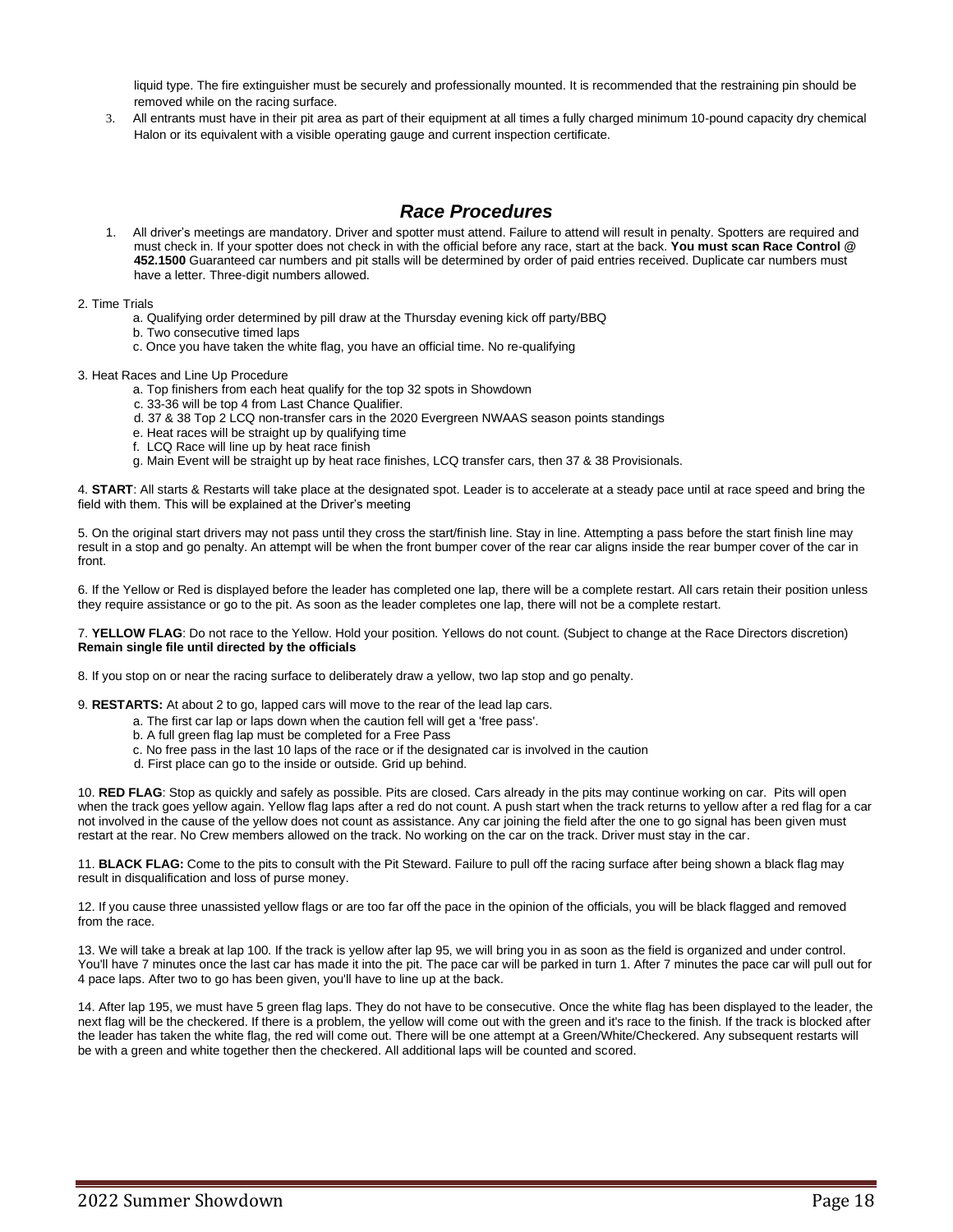liquid type. The fire extinguisher must be securely and professionally mounted. It is recommended that the restraining pin should be removed while on the racing surface.

3. All entrants must have in their pit area as part of their equipment at all times a fully charged minimum 10-pound capacity dry chemical Halon or its equivalent with a visible operating gauge and current inspection certificate.

## *Race Procedures*

1. All driver's meetings are mandatory. Driver and spotter must attend. Failure to attend will result in penalty. Spotters are required and must check in. If your spotter does not check in with the official before any race, start at the back. **You must scan Race Control @ 452.1500** Guaranteed car numbers and pit stalls will be determined by order of paid entries received. Duplicate car numbers must have a letter. Three-digit numbers allowed.

2. Time Trials
   - a. Qualifying order determined by pill draw at the Thursday evening kick off party/BBQ
   - b. Two consecutive timed laps
   - c. Once you have taken the white flag, you have an official time. No re-qualifying

3. Heat Races and Line Up Procedure
   - a. Top finishers from each heat qualify for the top 32 spots in Showdown
   - c. 33-36 will be top 4 from Last Chance Qualifier.
   - d. 37 & 38 Top 2 LCQ non-transfer cars in the 2020 Evergreen NWAAS season points standings
   - e. Heat races will be straight up by qualifying time
   - f. LCQ Race will line up by heat race finish
   - g. Main Event will be straight up by heat race finishes, LCQ transfer cars, then 37 & 38 Provisionals.

4. **START**: All starts & Restarts will take place at the designated spot. Leader is to accelerate at a steady pace until at race speed and bring the field with them. This will be explained at the Driver's meeting

5. On the original start drivers may not pass until they cross the start/finish line. Stay in line. Attempting a pass before the start finish line may result in a stop and go penalty. An attempt will be when the front bumper cover of the rear car aligns inside the rear bumper cover of the car in front.

6. If the Yellow or Red is displayed before the leader has completed one lap, there will be a complete restart. All cars retain their position unless they require assistance or go to the pit. As soon as the leader completes one lap, there will not be a complete restart.

7. **YELLOW FLAG**: Do not race to the Yellow. Hold your position. Yellows do not count. (Subject to change at the Race Directors discretion) **Remain single file until directed by the officials**

8. If you stop on or near the racing surface to deliberately draw a yellow, two lap stop and go penalty.

9. **RESTARTS:** At about 2 to go, lapped cars will move to the rear of the lead lap cars.
   - a. The first car lap or laps down when the caution fell will get a 'free pass'.
   - b. A full green flag lap must be completed for a Free Pass
   - c. No free pass in the last 10 laps of the race or if the designated car is involved in the caution
   - d. First place can go to the inside or outside. Grid up behind.

10. **RED FLAG**: Stop as quickly and safely as possible. Pits are closed. Cars already in the pits may continue working on car. Pits will open when the track goes yellow again. Yellow flag laps after a red do not count. A push start when the track returns to yellow after a red flag for a car not involved in the cause of the yellow does not count as assistance. Any car joining the field after the one to go signal has been given must restart at the rear. No Crew members allowed on the track. No working on the car on the track. Driver must stay in the car.

11. **BLACK FLAG:** Come to the pits to consult with the Pit Steward. Failure to pull off the racing surface after being shown a black flag may result in disqualification and loss of purse money.

12. If you cause three unassisted yellow flags or are too far off the pace in the opinion of the officials, you will be black flagged and removed from the race.

13. We will take a break at lap 100. If the track is yellow after lap 95, we will bring you in as soon as the field is organized and under control. You'll have 7 minutes once the last car has made it into the pit. The pace car will be parked in turn 1. After 7 minutes the pace car will pull out for 4 pace laps. After two to go has been given, you'll have to line up at the back.

14. After lap 195, we must have 5 green flag laps. They do not have to be consecutive. Once the white flag has been displayed to the leader, the next flag will be the checkered. If there is a problem, the yellow will come out with the green and it's race to the finish. If the track is blocked after the leader has taken the white flag, the red will come out. There will be one attempt at a Green/White/Checkered. Any subsequent restarts will be with a green and white together then the checkered. All additional laps will be counted and scored.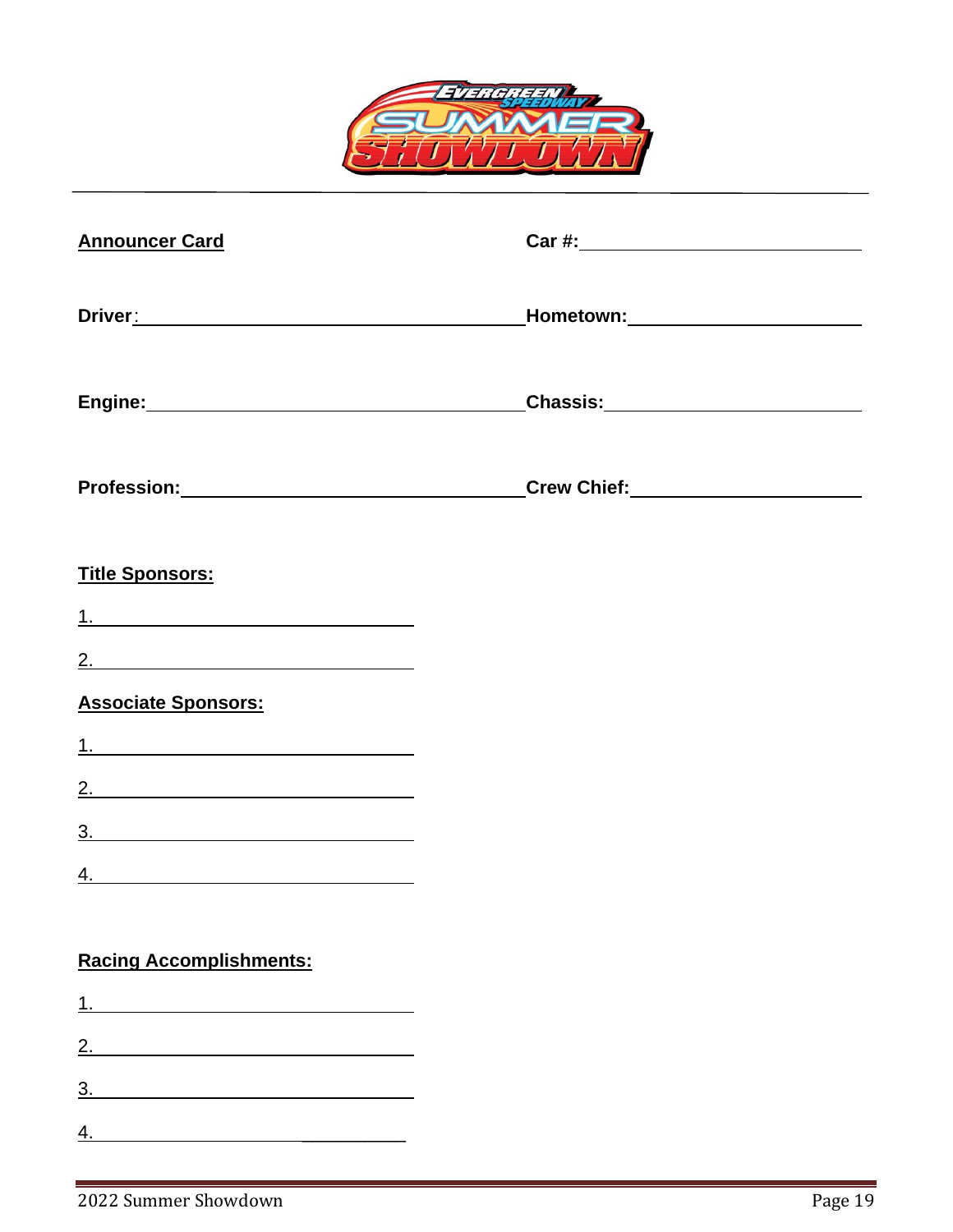**Announcer Card**

**Car #:** ______________________________

**Driver:** ______________________________ **Hometown:** ______________________________

**Engine:** ______________________________ **Chassis:** ______________________________

**Profession:** ______________________________ **Crew Chief:** ______________________________

**Title Sponsors:**

1. ______________________________
2. ______________________________

**Associate Sponsors:**

1. ______________________________
2. ______________________________
3. ______________________________
4. ______________________________

**Racing Accomplishments:**

1. ______________________________
2. ______________________________
3. ______________________________
4. ______________________________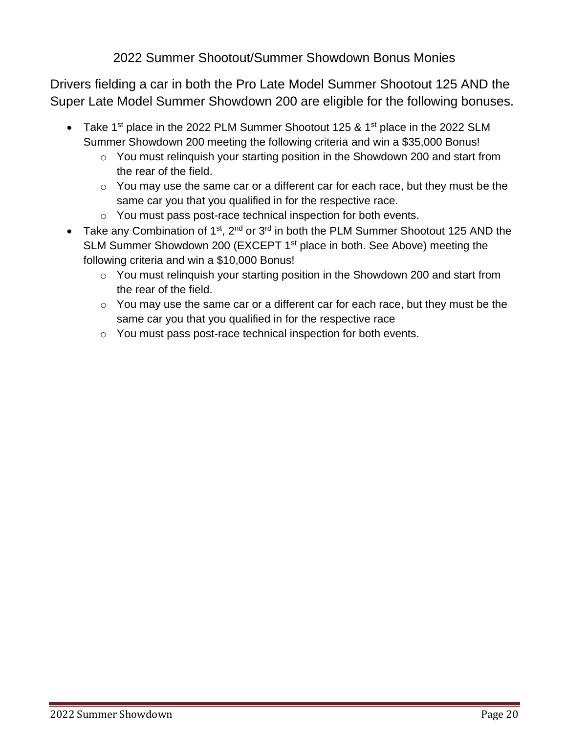## 2022 Summer Shootout/Summer Showdown Bonus Monies

Drivers fielding a car in both the Pro Late Model Summer Shootout 125 AND the Super Late Model Summer Showdown 200 are eligible for the following bonuses.

- Take 1st place in the 2022 PLM Summer Shootout 125 & 1st place in the 2022 SLM Summer Showdown 200 meeting the following criteria and win a $35,000 Bonus!
  - You must relinquish your starting position in the Showdown 200 and start from the rear of the field.
  - You may use the same car or a different car for each race, but they must be the same car you that you qualified in for the respective race.
  - You must pass post-race technical inspection for both events.
- Take any Combination of 1st, 2nd or 3rd in both the PLM Summer Shootout 125 AND the SLM Summer Showdown 200 (EXCEPT 1st place in both. See Above) meeting the following criteria and win a $10,000 Bonus!
  - You must relinquish your starting position in the Showdown 200 and start from the rear of the field.
  - You may use the same car or a different car for each race, but they must be the same car you that you qualified in for the respective race
  - You must pass post-race technical inspection for both events.